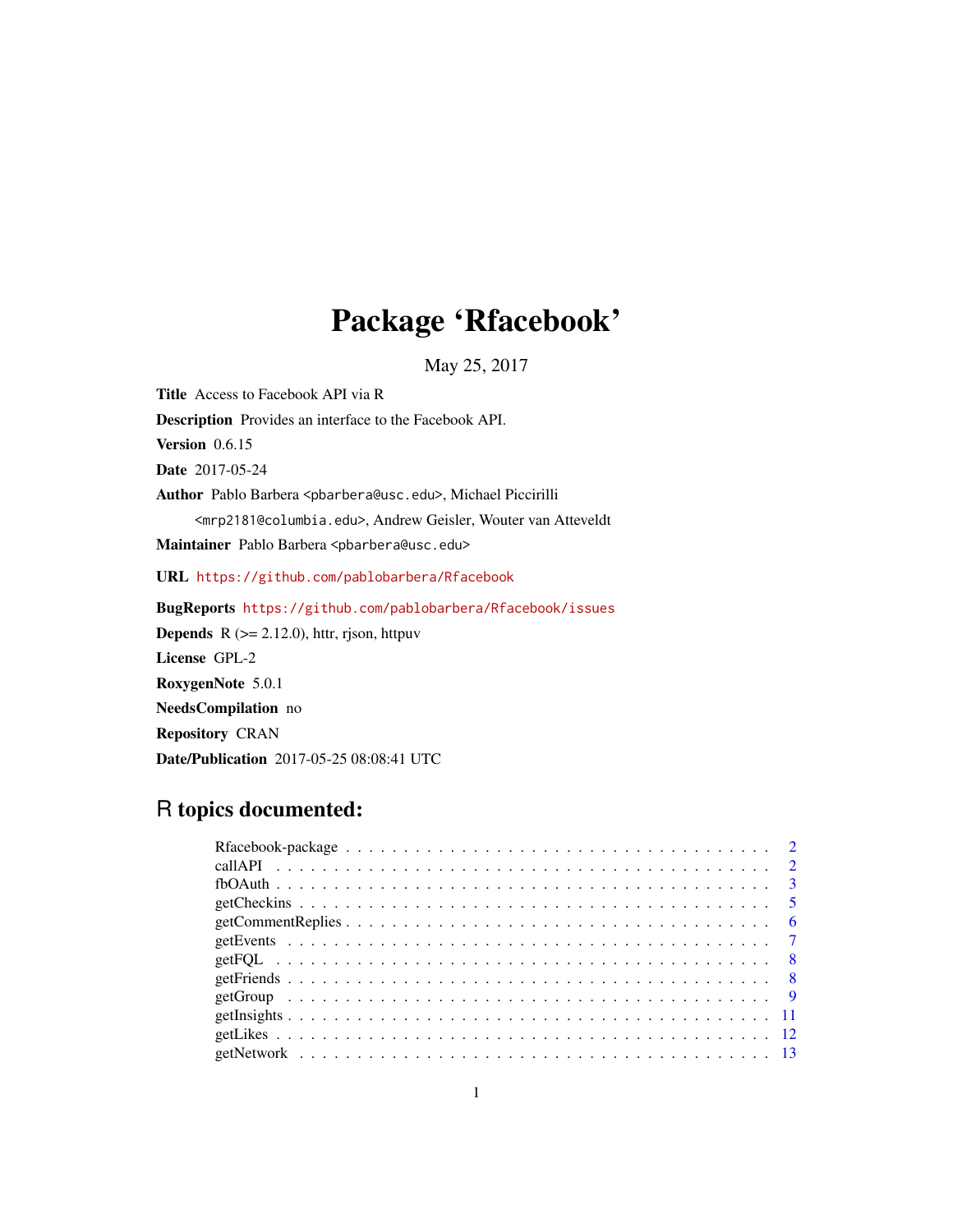# Package 'Rfacebook'

May 25, 2017

**Title** Access to Facebook API via R

**Description** Provides an interface to the Facebook API.

**Version** 0.6.15

**Date** 2017-05-24

**Author** Pablo Barbera <pbarbera@usc.edu>, Michael Piccirilli <mrp2181@columbia.edu>, Andrew Geisler, Wouter van Atteveldt

**Maintainer** Pablo Barbera <pbarbera@usc.edu>

**URL** https://github.com/pablobarbera/Rfacebook

**BugReports** https://github.com/pablobarbera/Rfacebook/issues

**Depends** R (>= 2.12.0), httr, rjson, httpuv

**License** GPL-2

**RoxygenNote** 5.0.1

**NeedsCompilation** no

**Repository** CRAN

**Date/Publication** 2017-05-25 08:08:41 UTC

## R topics documented:

| | |
|---|---|
| Rfacebook-package | 2 |
| callAPI | 2 |
| fbOAuth | 3 |
| getCheckins | 5 |
| getCommentReplies | 6 |
| getEvents | 7 |
| getFQL | 8 |
| getFriends | 8 |
| getGroup | 9 |
| getInsights | 11 |
| getLikes | 12 |
| getNetwork | 13 |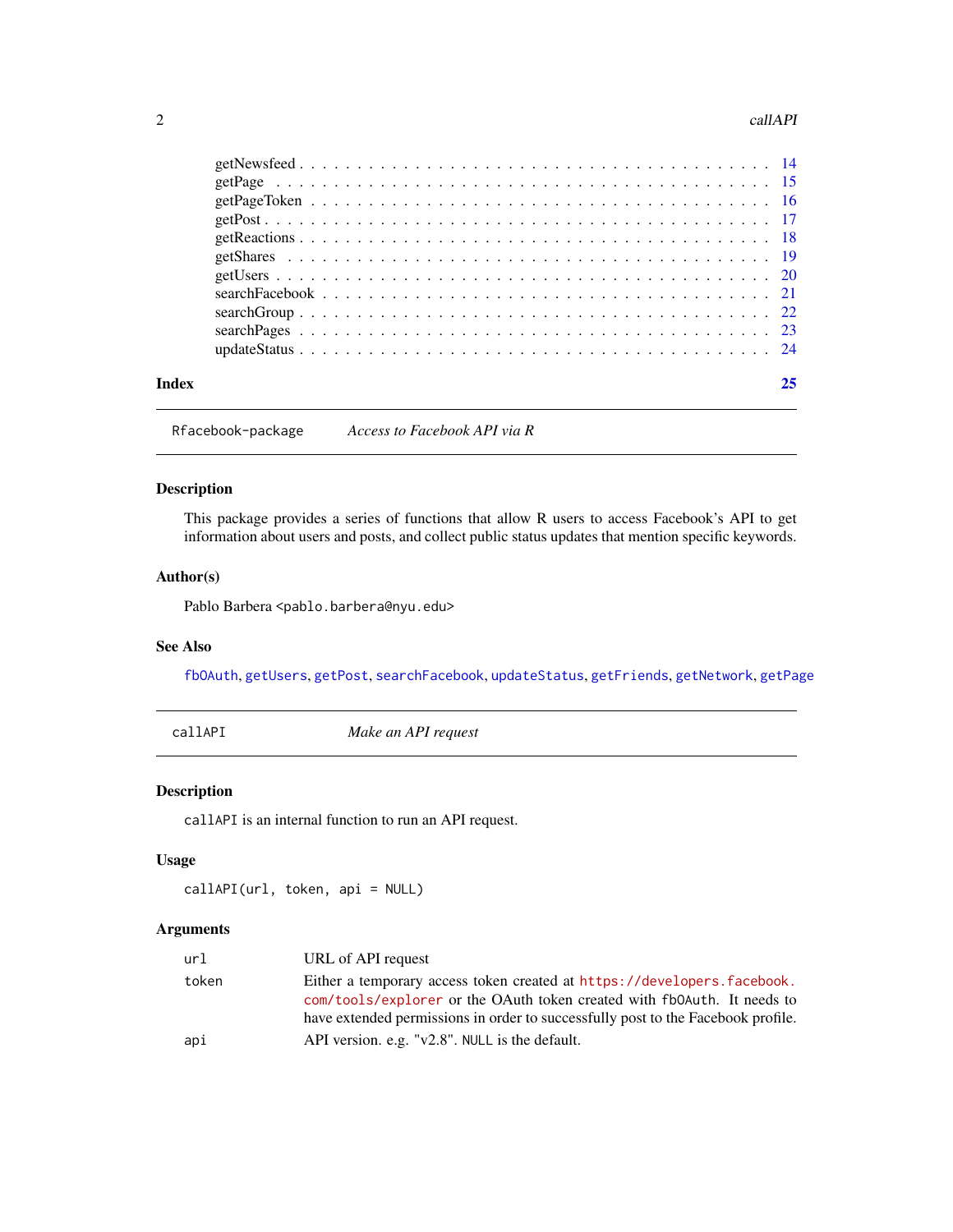getNewsfeed . . . . . . . . . . . . . . . . . . . . . . . . . . . . . . . . . . . . . . . . 14
getPage . . . . . . . . . . . . . . . . . . . . . . . . . . . . . . . . . . . . . . . . 15
getPageToken . . . . . . . . . . . . . . . . . . . . . . . . . . . . . . . . . . . . . . . . 16
getPost . . . . . . . . . . . . . . . . . . . . . . . . . . . . . . . . . . . . . . . . 17
getReactions . . . . . . . . . . . . . . . . . . . . . . . . . . . . . . . . . . . . . . . . 18
getShares . . . . . . . . . . . . . . . . . . . . . . . . . . . . . . . . . . . . . . . . 19
getUsers . . . . . . . . . . . . . . . . . . . . . . . . . . . . . . . . . . . . . . . . 20
searchFacebook . . . . . . . . . . . . . . . . . . . . . . . . . . . . . . . . . . . . . . . . 21
searchGroup . . . . . . . . . . . . . . . . . . . . . . . . . . . . . . . . . . . . . . . . 22
searchPages . . . . . . . . . . . . . . . . . . . . . . . . . . . . . . . . . . . . . . . . 23
updateStatus . . . . . . . . . . . . . . . . . . . . . . . . . . . . . . . . . . . . . . . . 24

**Index** **25**

---

`Rfacebook-package` *Access to Facebook API via R*

---

### Description

This package provides a series of functions that allow R users to access Facebook's API to get information about users and posts, and collect public status updates that mention specific keywords.

### Author(s)

Pablo Barbera <pablo.barbera@nyu.edu>

### See Also

`fbOAuth`, `getUsers`, `getPost`, `searchFacebook`, `updateStatus`, `getFriends`, `getNetwork`, `getPage`

---

`callAPI` *Make an API request*

---

### Description

`callAPI` is an internal function to run an API request.

### Usage

```
callAPI(url, token, api = NULL)
```

### Arguments

| | |
|---|---|
| `url` | URL of API request |
| `token` | Either a temporary access token created at https://developers.facebook.com/tools/explorer or the OAuth token created with `fbOAuth`. It needs to have extended permissions in order to successfully post to the Facebook profile. |
| `api` | API version. e.g. "v2.8". `NULL` is the default. |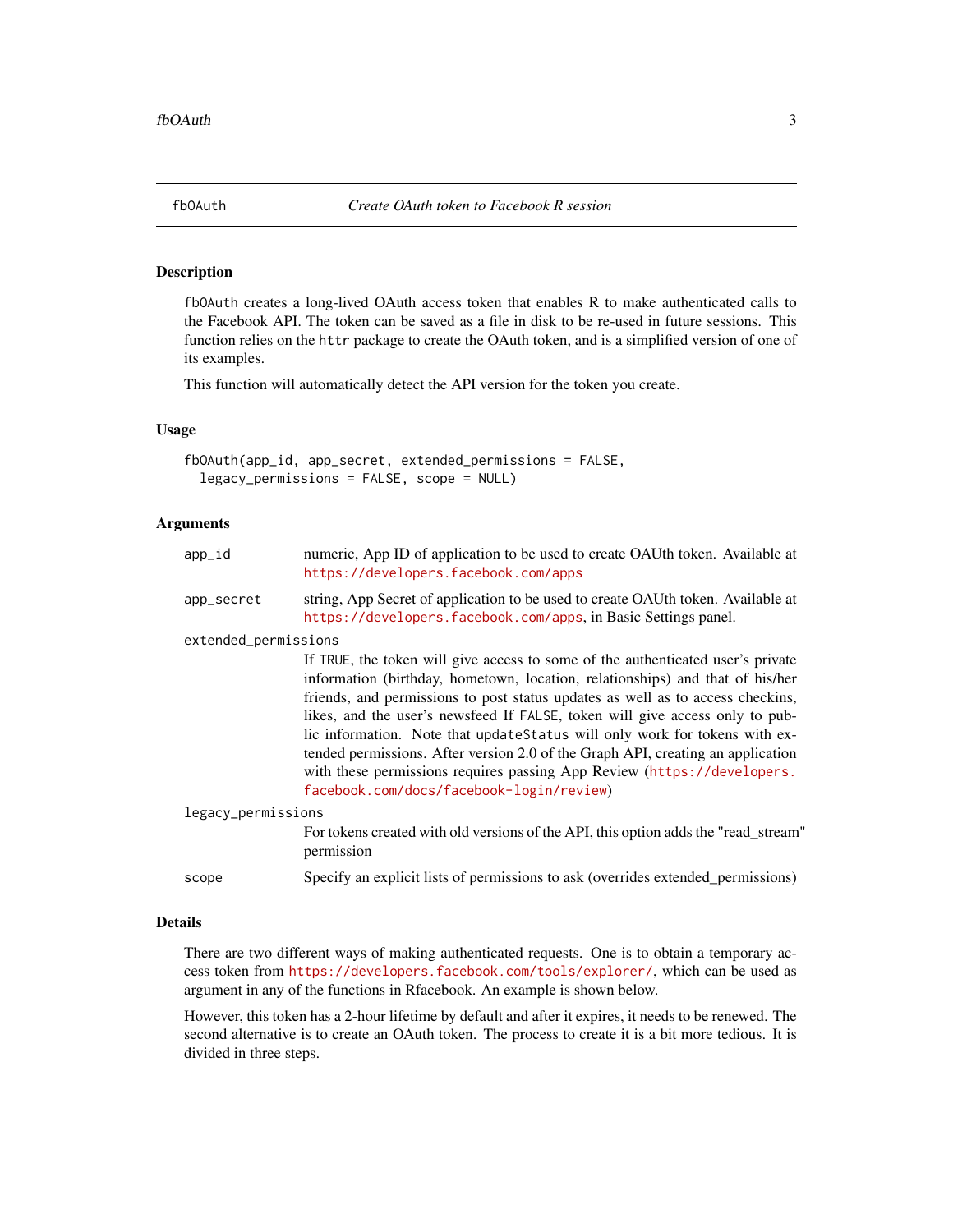## fbOAuth — *Create OAuth token to Facebook R session*

### Description

`fbOAuth` creates a long-lived OAuth access token that enables R to make authenticated calls to the Facebook API. The token can be saved as a file in disk to be re-used in future sessions. This function relies on the `httr` package to create the OAuth token, and is a simplified version of one of its examples.

This function will automatically detect the API version for the token you create.

### Usage

```
fbOAuth(app_id, app_secret, extended_permissions = FALSE,
  legacy_permissions = FALSE, scope = NULL)
```

### Arguments

`app_id`
: numeric, App ID of application to be used to create OAUth token. Available at https://developers.facebook.com/apps

`app_secret`
: string, App Secret of application to be used to create OAUth token. Available at https://developers.facebook.com/apps, in Basic Settings panel.

`extended_permissions`
: If `TRUE`, the token will give access to some of the authenticated user's private information (birthday, hometown, location, relationships) and that of his/her friends, and permissions to post status updates as well as to access checkins, likes, and the user's newsfeed If `FALSE`, token will give access only to public information. Note that `updateStatus` will only work for tokens with extended permissions. After version 2.0 of the Graph API, creating an application with these permissions requires passing App Review (https://developers.facebook.com/docs/facebook-login/review)

`legacy_permissions`
: For tokens created with old versions of the API, this option adds the "read_stream" permission

`scope`
: Specify an explicit lists of permissions to ask (overrides extended_permissions)

### Details

There are two different ways of making authenticated requests. One is to obtain a temporary access token from https://developers.facebook.com/tools/explorer/, which can be used as argument in any of the functions in Rfacebook. An example is shown below.

However, this token has a 2-hour lifetime by default and after it expires, it needs to be renewed. The second alternative is to create an OAuth token. The process to create it is a bit more tedious. It is divided in three steps.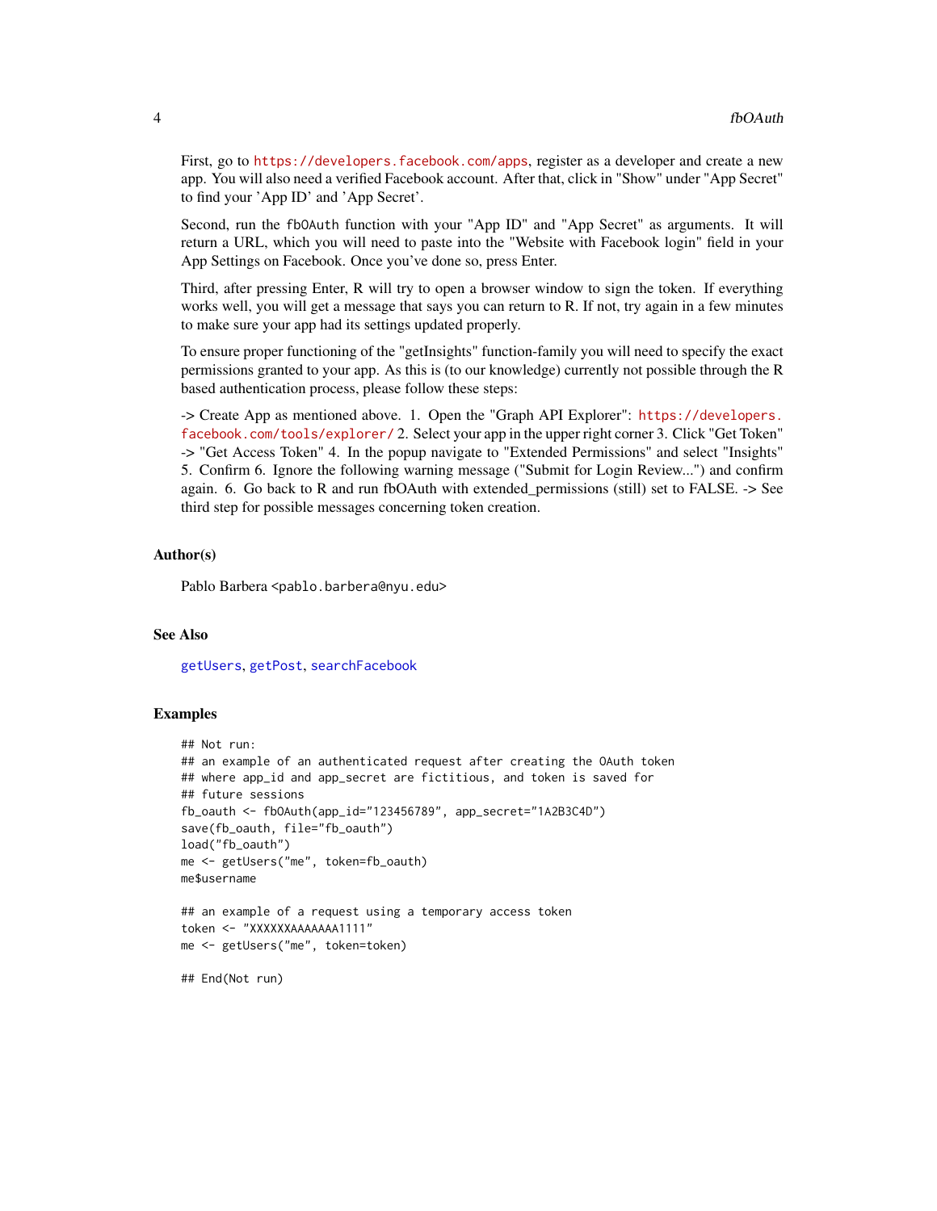First, go to https://developers.facebook.com/apps, register as a developer and create a new app. You will also need a verified Facebook account. After that, click in "Show" under "App Secret" to find your 'App ID' and 'App Secret'.

Second, run the `fbOAuth` function with your "App ID" and "App Secret" as arguments. It will return a URL, which you will need to paste into the "Website with Facebook login" field in your App Settings on Facebook. Once you've done so, press Enter.

Third, after pressing Enter, R will try to open a browser window to sign the token. If everything works well, you will get a message that says you can return to R. If not, try again in a few minutes to make sure your app had its settings updated properly.

To ensure proper functioning of the "getInsights" function-family you will need to specify the exact permissions granted to your app. As this is (to our knowledge) currently not possible through the R based authentication process, please follow these steps:

-> Create App as mentioned above. 1. Open the "Graph API Explorer": https://developers.facebook.com/tools/explorer/ 2. Select your app in the upper right corner 3. Click "Get Token" -> "Get Access Token" 4. In the popup navigate to "Extended Permissions" and select "Insights" 5. Confirm 6. Ignore the following warning message ("Submit for Login Review...") and confirm again. 6. Go back to R and run fbOAuth with extended_permissions (still) set to FALSE. -> See third step for possible messages concerning token creation.

### Author(s)

Pablo Barbera <pablo.barbera@nyu.edu>

### See Also

getUsers, getPost, searchFacebook

### Examples

```
## Not run:
## an example of an authenticated request after creating the OAuth token
## where app_id and app_secret are fictitious, and token is saved for
## future sessions
fb_oauth <- fbOAuth(app_id="123456789", app_secret="1A2B3C4D")
save(fb_oauth, file="fb_oauth")
load("fb_oauth")
me <- getUsers("me", token=fb_oauth)
me$username

## an example of a request using a temporary access token
token <- "XXXXXXAAAAAAA1111"
me <- getUsers("me", token=token)

## End(Not run)
```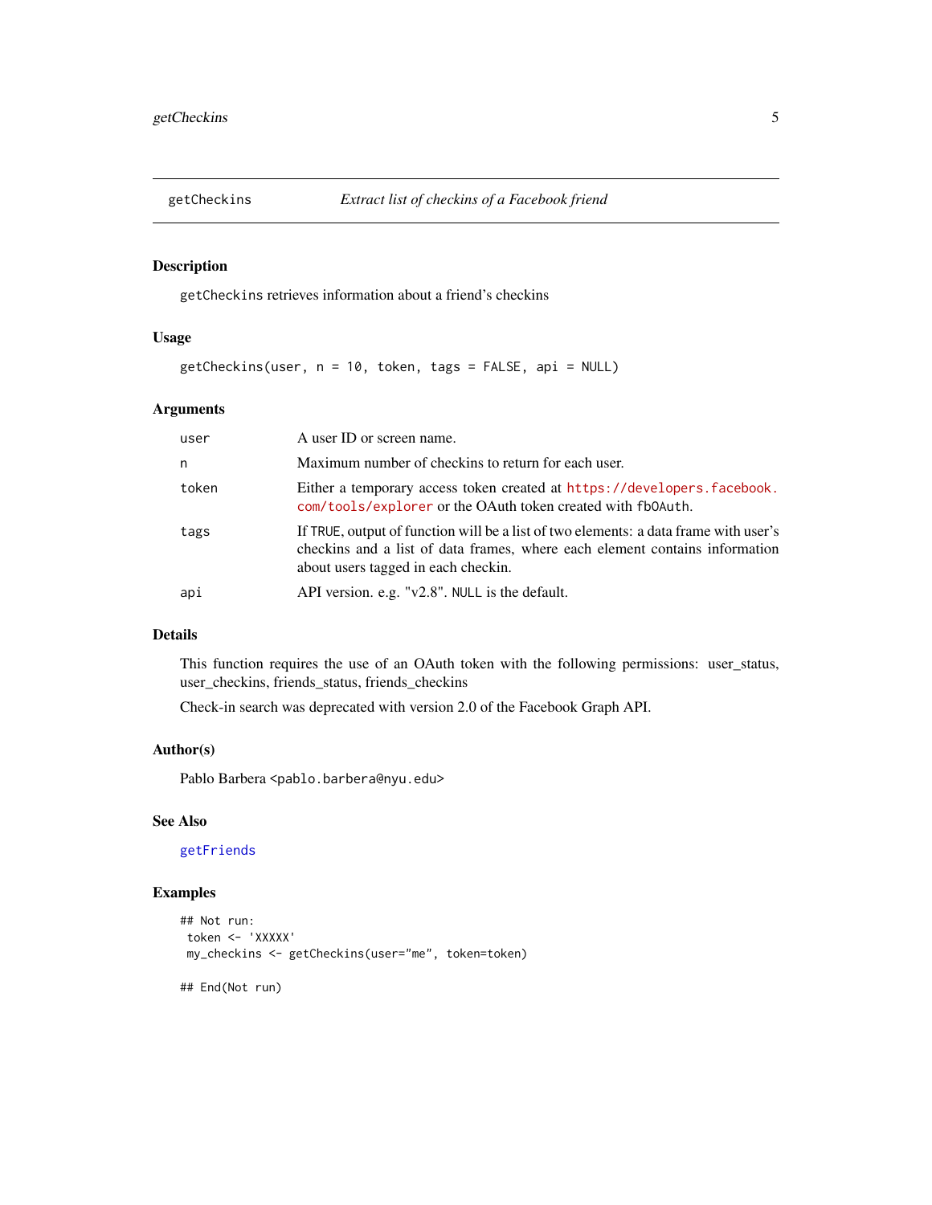## getCheckins — *Extract list of checkins of a Facebook friend*

### Description

`getCheckins` retrieves information about a friend's checkins

### Usage

```
getCheckins(user, n = 10, token, tags = FALSE, api = NULL)
```

### Arguments

| | |
|---|---|
| `user` | A user ID or screen name. |
| `n` | Maximum number of checkins to return for each user. |
| `token` | Either a temporary access token created at https://developers.facebook.com/tools/explorer or the OAuth token created with `fbOAuth`. |
| `tags` | If `TRUE`, output of function will be a list of two elements: a data frame with user's checkins and a list of data frames, where each element contains information about users tagged in each checkin. |
| `api` | API version. e.g. "v2.8". `NULL` is the default. |

### Details

This function requires the use of an OAuth token with the following permissions: user_status, user_checkins, friends_status, friends_checkins

Check-in search was deprecated with version 2.0 of the Facebook Graph API.

### Author(s)

Pablo Barbera <pablo.barbera@nyu.edu>

### See Also

getFriends

### Examples

```
## Not run:
 token <- 'XXXXX'
 my_checkins <- getCheckins(user="me", token=token)

## End(Not run)
```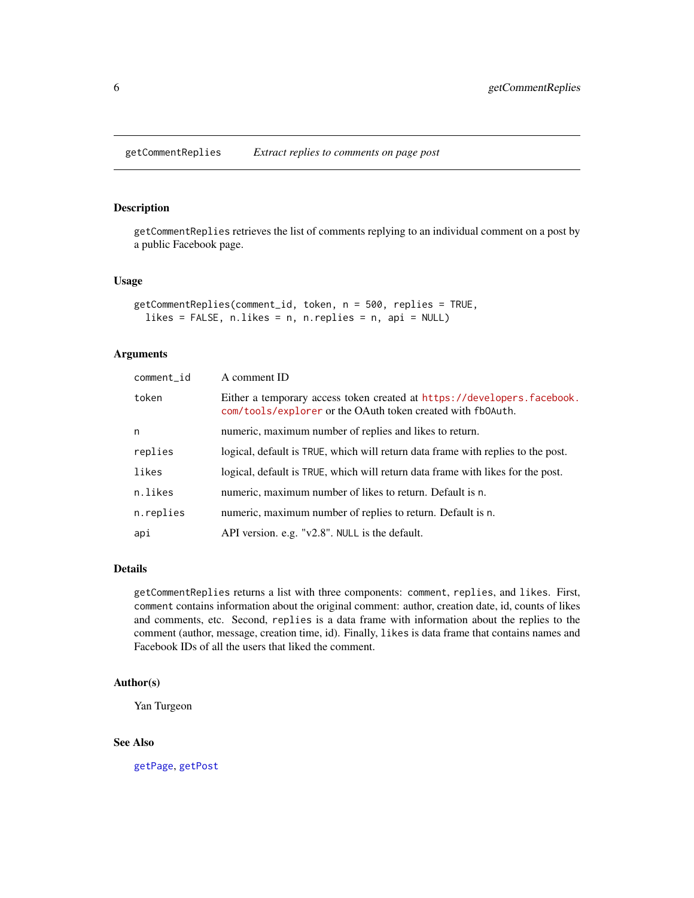## getCommentReplies *Extract replies to comments on page post*

### Description

`getCommentReplies` retrieves the list of comments replying to an individual comment on a post by a public Facebook page.

### Usage

```
getCommentReplies(comment_id, token, n = 500, replies = TRUE,
  likes = FALSE, n.likes = n, n.replies = n, api = NULL)
```

### Arguments

| | |
|---|---|
| `comment_id` | A comment ID |
| `token` | Either a temporary access token created at https://developers.facebook.com/tools/explorer or the OAuth token created with `fbOAuth`. |
| `n` | numeric, maximum number of replies and likes to return. |
| `replies` | logical, default is `TRUE`, which will return data frame with replies to the post. |
| `likes` | logical, default is `TRUE`, which will return data frame with likes for the post. |
| `n.likes` | numeric, maximum number of likes to return. Default is `n`. |
| `n.replies` | numeric, maximum number of replies to return. Default is `n`. |
| `api` | API version. e.g. "v2.8". `NULL` is the default. |

### Details

`getCommentReplies` returns a list with three components: `comment`, `replies`, and `likes`. First, `comment` contains information about the original comment: author, creation date, id, counts of likes and comments, etc. Second, `replies` is a data frame with information about the replies to the comment (author, message, creation time, id). Finally, `likes` is data frame that contains names and Facebook IDs of all the users that liked the comment.

### Author(s)

Yan Turgeon

### See Also

`getPage`, `getPost`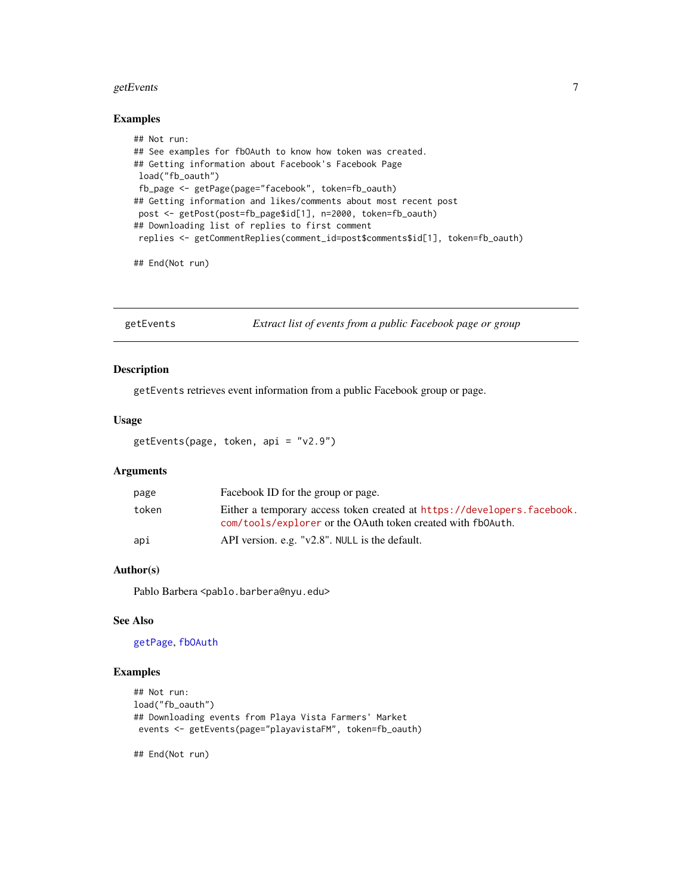## Examples

```
## Not run:
## See examples for fbOAuth to know how token was created.
## Getting information about Facebook's Facebook Page
 load("fb_oauth")
 fb_page <- getPage(page="facebook", token=fb_oauth)
## Getting information and likes/comments about most recent post
 post <- getPost(post=fb_page$id[1], n=2000, token=fb_oauth)
## Downloading list of replies to first comment
 replies <- getCommentReplies(comment_id=post$comments$id[1], token=fb_oauth)

## End(Not run)
```

---

# getEvents — *Extract list of events from a public Facebook page or group*

---

## Description

`getEvents` retrieves event information from a public Facebook group or page.

## Usage

```
getEvents(page, token, api = "v2.9")
```

## Arguments

| | |
|---|---|
| `page` | Facebook ID for the group or page. |
| `token` | Either a temporary access token created at https://developers.facebook.com/tools/explorer or the OAuth token created with `fbOAuth`. |
| `api` | API version. e.g. "v2.8". `NULL` is the default. |

## Author(s)

Pablo Barbera <pablo.barbera@nyu.edu>

## See Also

`getPage`, `fbOAuth`

## Examples

```
## Not run:
load("fb_oauth")
## Downloading events from Playa Vista Farmers' Market
 events <- getEvents(page="playavistaFM", token=fb_oauth)

## End(Not run)
```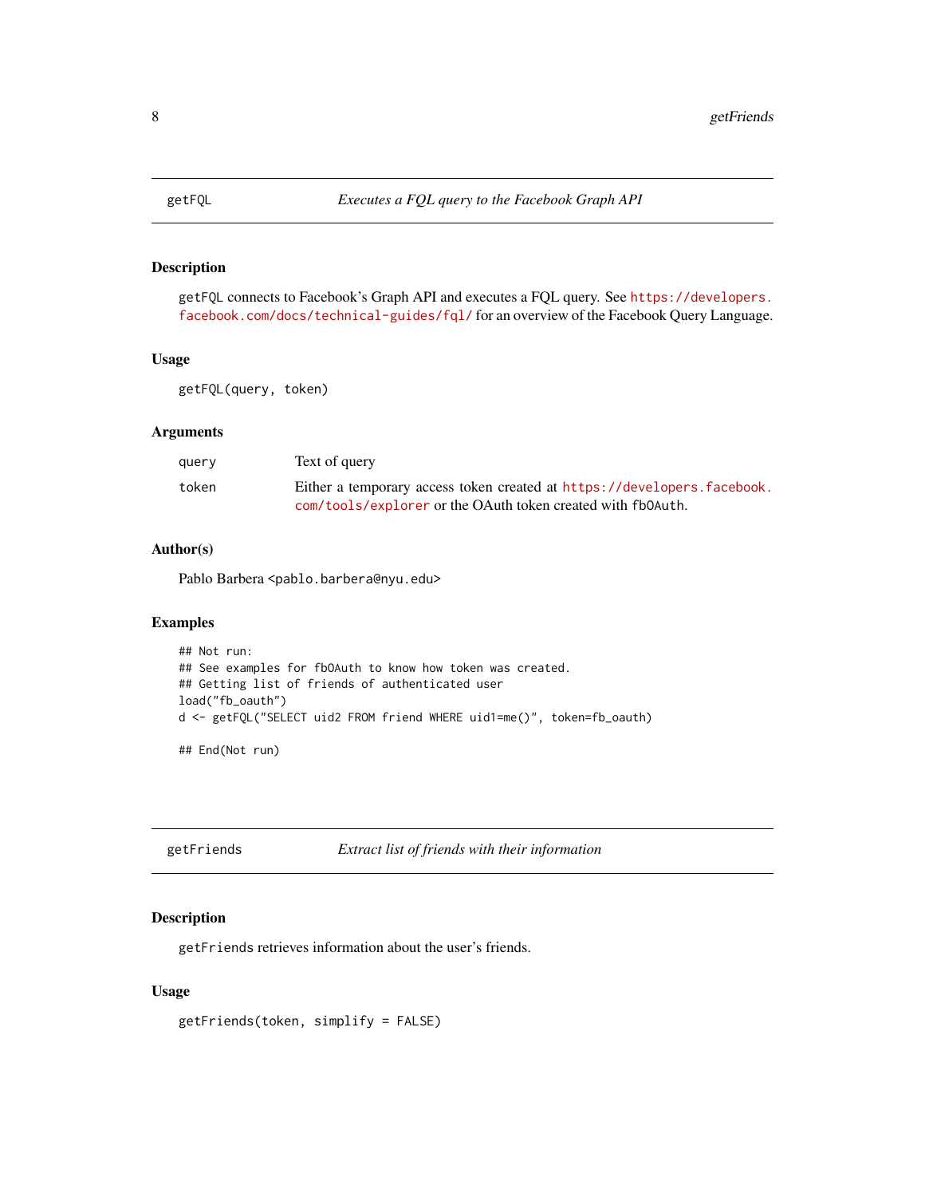## getFQL — *Executes a FQL query to the Facebook Graph API*

### Description

getFQL connects to Facebook's Graph API and executes a FQL query. See https://developers.facebook.com/docs/technical-guides/fql/ for an overview of the Facebook Query Language.

### Usage

```
getFQL(query, token)
```

### Arguments

| | |
|---|---|
| query | Text of query |
| token | Either a temporary access token created at https://developers.facebook.com/tools/explorer or the OAuth token created with fbOAuth. |

### Author(s)

Pablo Barbera <pablo.barbera@nyu.edu>

### Examples

```
## Not run:
## See examples for fbOAuth to know how token was created.
## Getting list of friends of authenticated user
load("fb_oauth")
d <- getFQL("SELECT uid2 FROM friend WHERE uid1=me()", token=fb_oauth)

## End(Not run)
```

## getFriends — *Extract list of friends with their information*

### Description

getFriends retrieves information about the user's friends.

### Usage

```
getFriends(token, simplify = FALSE)
```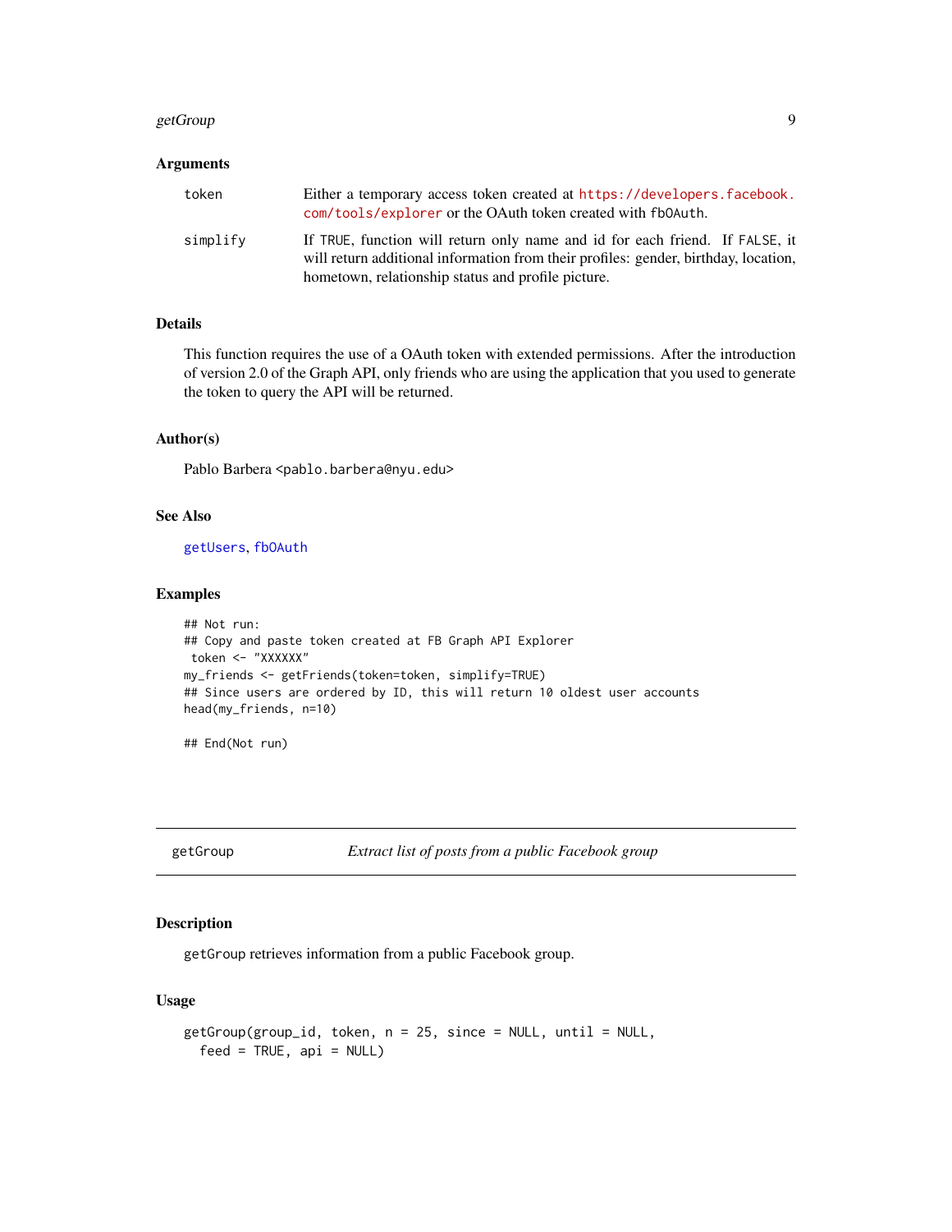### Arguments

| | |
|---|---|
| token | Either a temporary access token created at https://developers.facebook.com/tools/explorer or the OAuth token created with fbOAuth. |
| simplify | If TRUE, function will return only name and id for each friend. If FALSE, it will return additional information from their profiles: gender, birthday, location, hometown, relationship status and profile picture. |

### Details

This function requires the use of a OAuth token with extended permissions. After the introduction of version 2.0 of the Graph API, only friends who are using the application that you used to generate the token to query the API will be returned.

### Author(s)

Pablo Barbera <pablo.barbera@nyu.edu>

### See Also

getUsers, fbOAuth

### Examples

```
## Not run:
## Copy and paste token created at FB Graph API Explorer
 token <- "XXXXXX"
my_friends <- getFriends(token=token, simplify=TRUE)
## Since users are ordered by ID, this will return 10 oldest user accounts
head(my_friends, n=10)

## End(Not run)
```

---

## getGroup — *Extract list of posts from a public Facebook group*

### Description

getGroup retrieves information from a public Facebook group.

### Usage

```
getGroup(group_id, token, n = 25, since = NULL, until = NULL,
  feed = TRUE, api = NULL)
```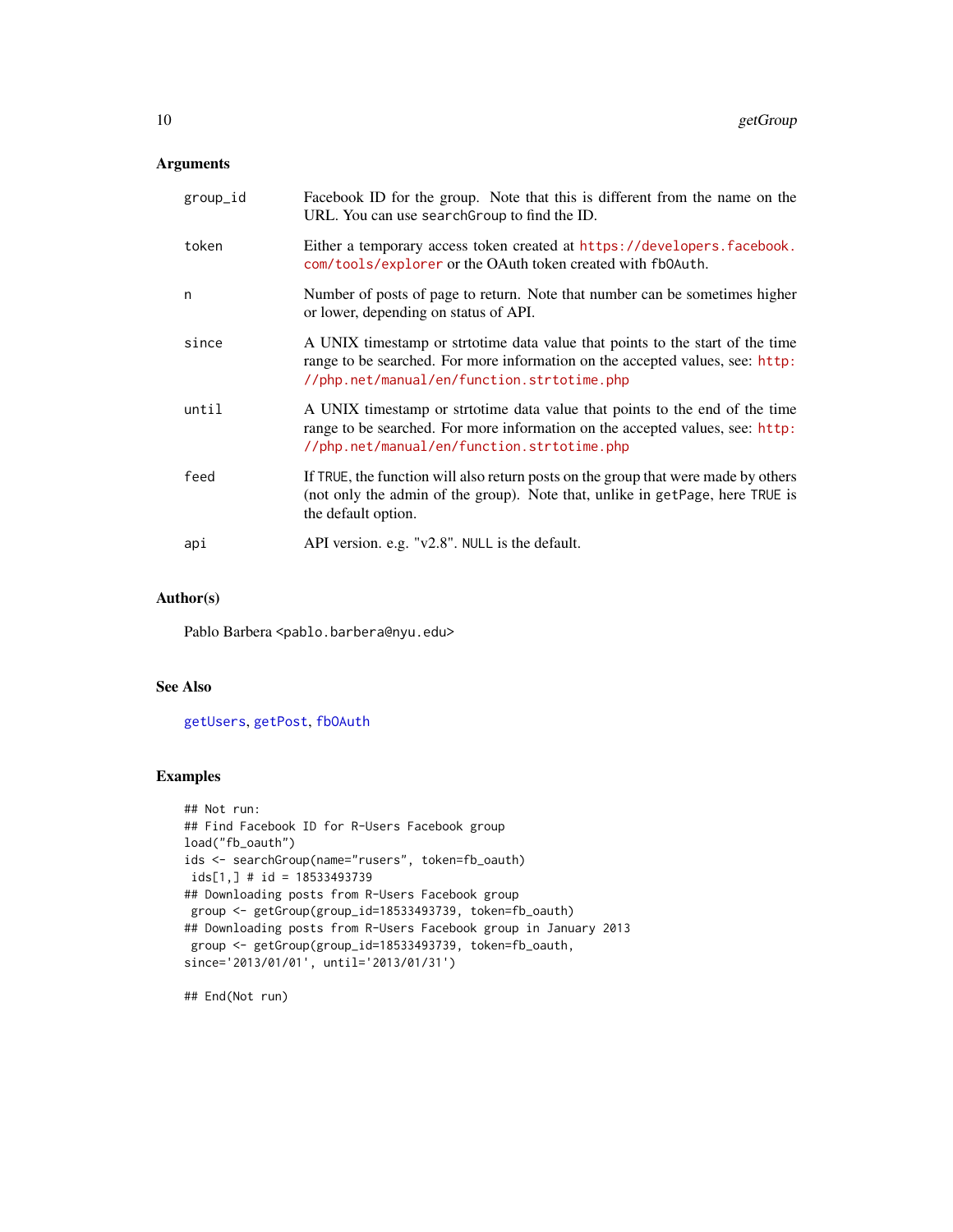### Arguments

| | |
|---|---|
| group_id | Facebook ID for the group. Note that this is different from the name on the URL. You can use searchGroup to find the ID. |
| token | Either a temporary access token created at https://developers.facebook.com/tools/explorer or the OAuth token created with fbOAuth. |
| n | Number of posts of page to return. Note that number can be sometimes higher or lower, depending on status of API. |
| since | A UNIX timestamp or strtotime data value that points to the start of the time range to be searched. For more information on the accepted values, see: http://php.net/manual/en/function.strtotime.php |
| until | A UNIX timestamp or strtotime data value that points to the end of the time range to be searched. For more information on the accepted values, see: http://php.net/manual/en/function.strtotime.php |
| feed | If TRUE, the function will also return posts on the group that were made by others (not only the admin of the group). Note that, unlike in getPage, here TRUE is the default option. |
| api | API version. e.g. "v2.8". NULL is the default. |

### Author(s)

Pablo Barbera <pablo.barbera@nyu.edu>

### See Also

getUsers, getPost, fbOAuth

### Examples

```
## Not run:
## Find Facebook ID for R-Users Facebook group
load("fb_oauth")
ids <- searchGroup(name="rusers", token=fb_oauth)
 ids[1,] # id = 18533493739
## Downloading posts from R-Users Facebook group
 group <- getGroup(group_id=18533493739, token=fb_oauth)
## Downloading posts from R-Users Facebook group in January 2013
 group <- getGroup(group_id=18533493739, token=fb_oauth,
since='2013/01/01', until='2013/01/31')

## End(Not run)
```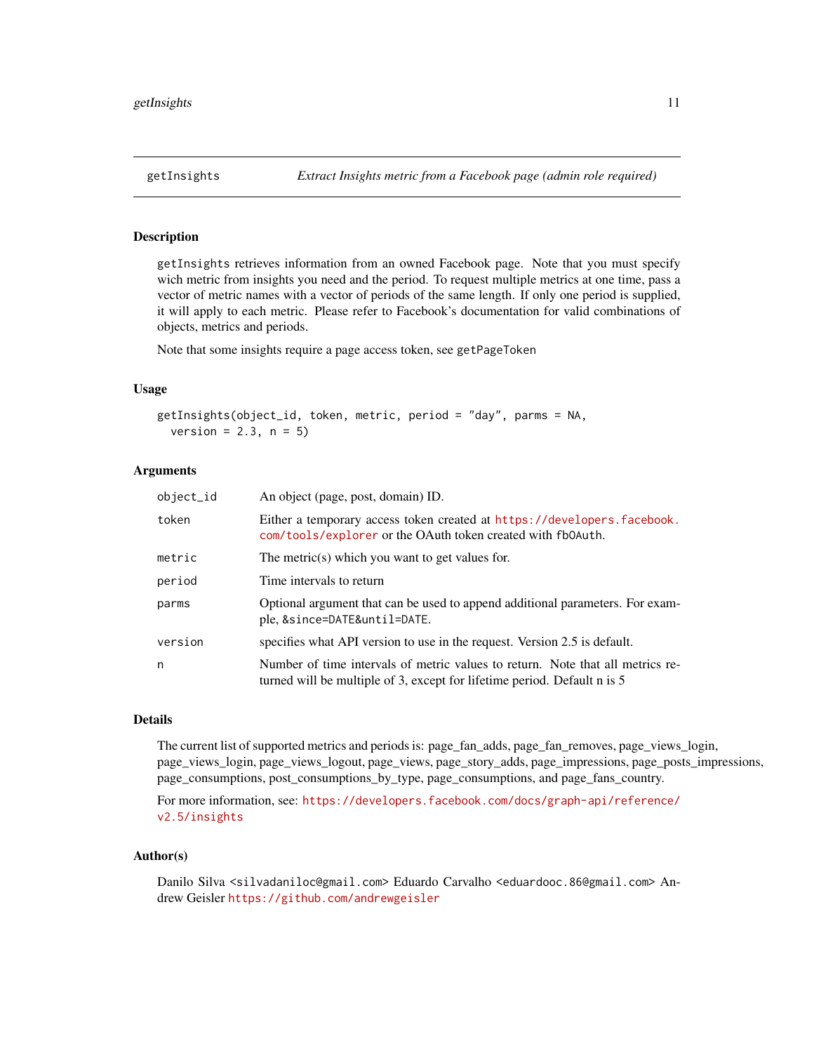## getInsights — *Extract Insights metric from a Facebook page (admin role required)*

### Description

`getInsights` retrieves information from an owned Facebook page. Note that you must specify wich metric from insights you need and the period. To request multiple metrics at one time, pass a vector of metric names with a vector of periods of the same length. If only one period is supplied, it will apply to each metric. Please refer to Facebook's documentation for valid combinations of objects, metrics and periods.

Note that some insights require a page access token, see `getPageToken`

### Usage

```
getInsights(object_id, token, metric, period = "day", parms = NA,
  version = 2.3, n = 5)
```

### Arguments

| | |
|---|---|
| `object_id` | An object (page, post, domain) ID. |
| `token` | Either a temporary access token created at https://developers.facebook.com/tools/explorer or the OAuth token created with `fbOAuth`. |
| `metric` | The metric(s) which you want to get values for. |
| `period` | Time intervals to return |
| `parms` | Optional argument that can be used to append additional parameters. For example, `&since=DATE&until=DATE`. |
| `version` | specifies what API version to use in the request. Version 2.5 is default. |
| `n` | Number of time intervals of metric values to return. Note that all metrics returned will be multiple of 3, except for lifetime period. Default n is 5 |

### Details

The current list of supported metrics and periods is: page_fan_adds, page_fan_removes, page_views_login, page_views_login, page_views_logout, page_views, page_story_adds, page_impressions, page_posts_impressions, page_consumptions, post_consumptions_by_type, page_consumptions, and page_fans_country.

For more information, see: https://developers.facebook.com/docs/graph-api/reference/v2.5/insights

### Author(s)

Danilo Silva <silvadaniloc@gmail.com> Eduardo Carvalho <eduardooc.86@gmail.com> Andrew Geisler https://github.com/andrewgeisler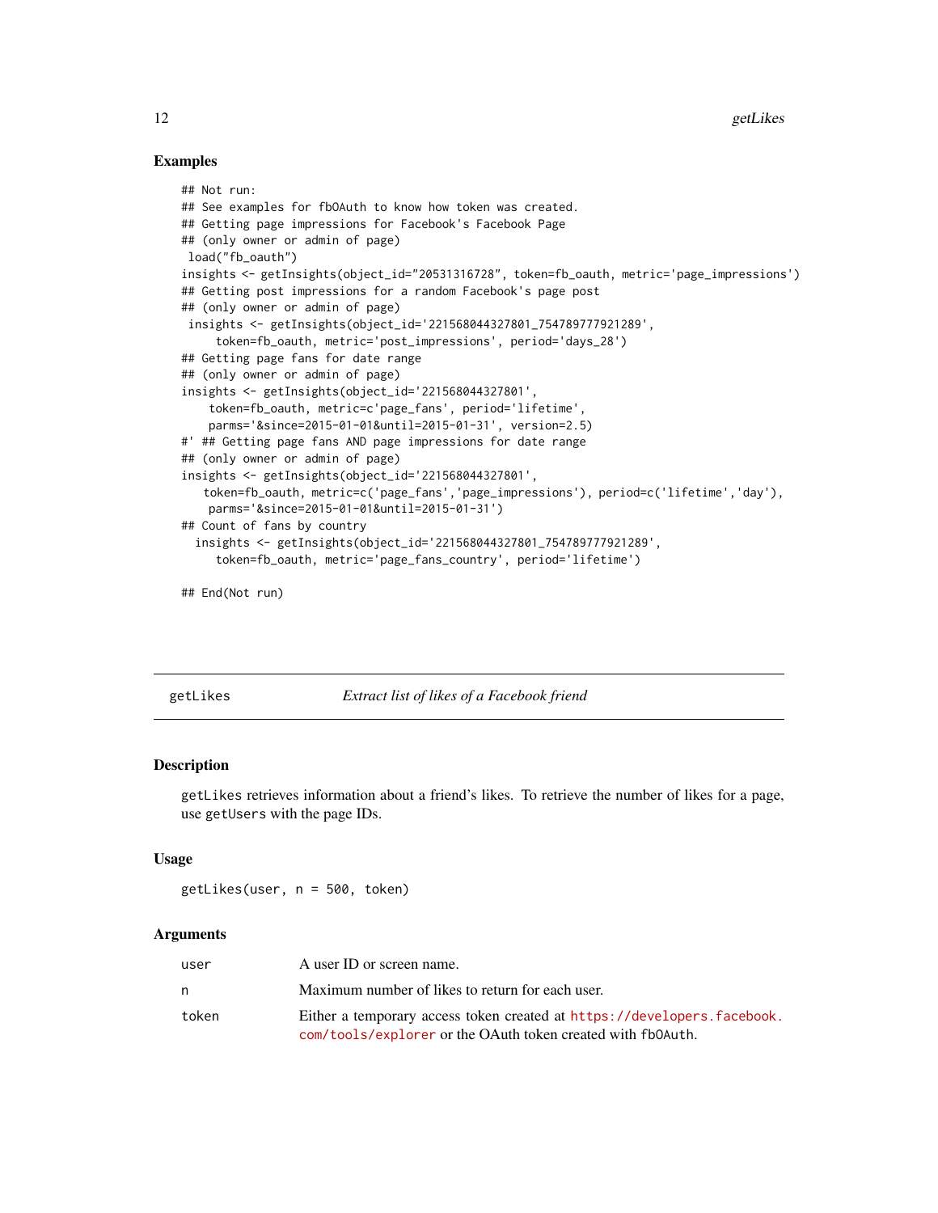### Examples

```
## Not run:
## See examples for fbOAuth to know how token was created.
## Getting page impressions for Facebook's Facebook Page
## (only owner or admin of page)
 load("fb_oauth")
insights <- getInsights(object_id="20531316728", token=fb_oauth, metric='page_impressions')
## Getting post impressions for a random Facebook's page post
## (only owner or admin of page)
 insights <- getInsights(object_id='221568044327801_754789777921289',
     token=fb_oauth, metric='post_impressions', period='days_28')
## Getting page fans for date range
## (only owner or admin of page)
insights <- getInsights(object_id='221568044327801',
    token=fb_oauth, metric=c'page_fans', period='lifetime',
    parms='&since=2015-01-01&until=2015-01-31', version=2.5)
#' ## Getting page fans AND page impressions for date range
## (only owner or admin of page)
insights <- getInsights(object_id='221568044327801',
   token=fb_oauth, metric=c('page_fans','page_impressions'), period=c('lifetime','day'),
    parms='&since=2015-01-01&until=2015-01-31')
## Count of fans by country
  insights <- getInsights(object_id='221568044327801_754789777921289',
     token=fb_oauth, metric='page_fans_country', period='lifetime')

## End(Not run)
```

---

## getLikes — *Extract list of likes of a Facebook friend*

---

### Description

getLikes retrieves information about a friend's likes. To retrieve the number of likes for a page, use getUsers with the page IDs.

### Usage

```
getLikes(user, n = 500, token)
```

### Arguments

| | |
|---|---|
| user | A user ID or screen name. |
| n | Maximum number of likes to return for each user. |
| token | Either a temporary access token created at https://developers.facebook.com/tools/explorer or the OAuth token created with fbOAuth. |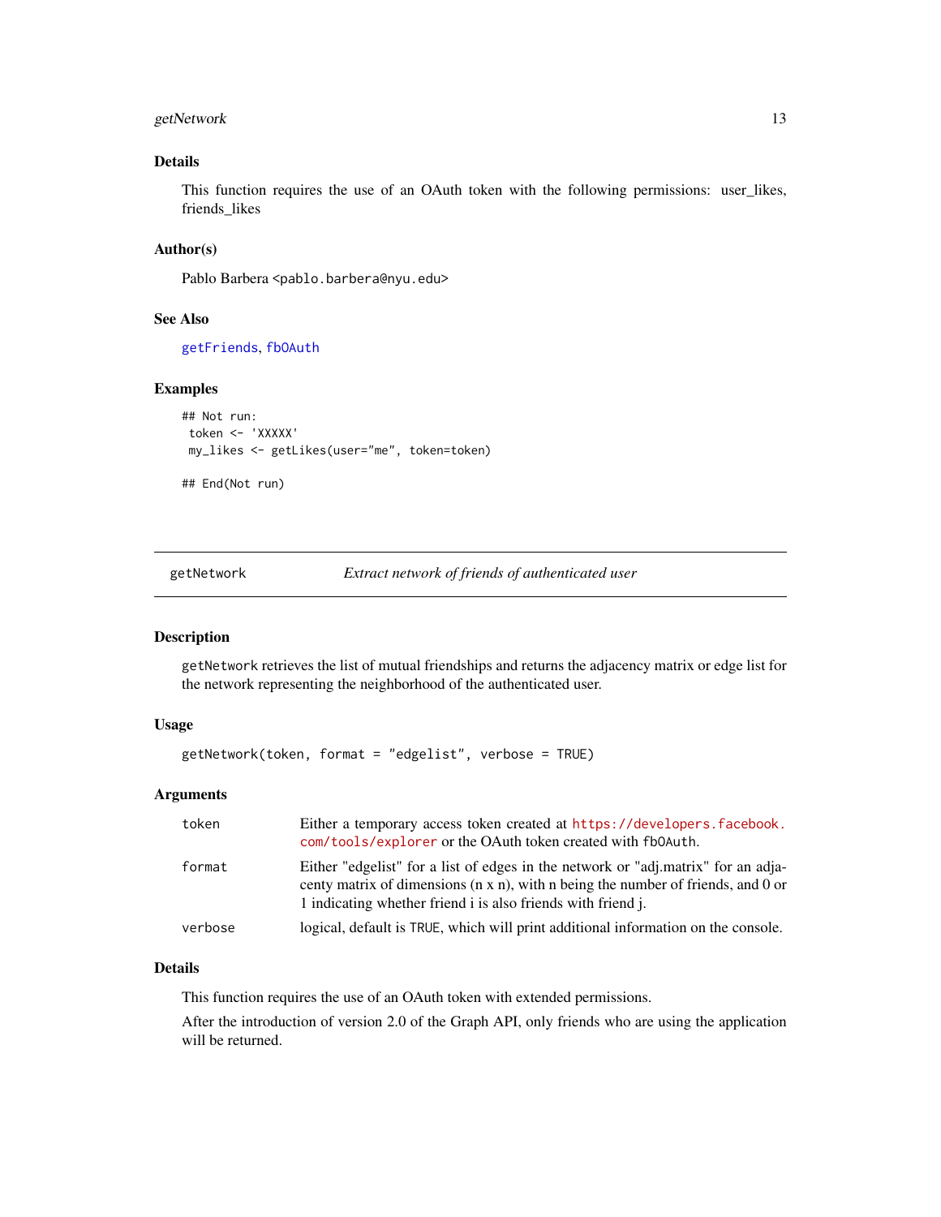### Details

This function requires the use of an OAuth token with the following permissions: user_likes, friends_likes

### Author(s)

Pablo Barbera <pablo.barbera@nyu.edu>

### See Also

getFriends, fbOAuth

### Examples

```
## Not run:
 token <- 'XXXXX'
 my_likes <- getLikes(user="me", token=token)

## End(Not run)
```

---

## getNetwork — *Extract network of friends of authenticated user*

### Description

getNetwork retrieves the list of mutual friendships and returns the adjacency matrix or edge list for the network representing the neighborhood of the authenticated user.

### Usage

```
getNetwork(token, format = "edgelist", verbose = TRUE)
```

### Arguments

| | |
|---|---|
| token | Either a temporary access token created at https://developers.facebook.com/tools/explorer or the OAuth token created with fbOAuth. |
| format | Either "edgelist" for a list of edges in the network or "adj.matrix" for an adjacenty matrix of dimensions (n x n), with n being the number of friends, and 0 or 1 indicating whether friend i is also friends with friend j. |
| verbose | logical, default is TRUE, which will print additional information on the console. |

### Details

This function requires the use of an OAuth token with extended permissions.

After the introduction of version 2.0 of the Graph API, only friends who are using the application will be returned.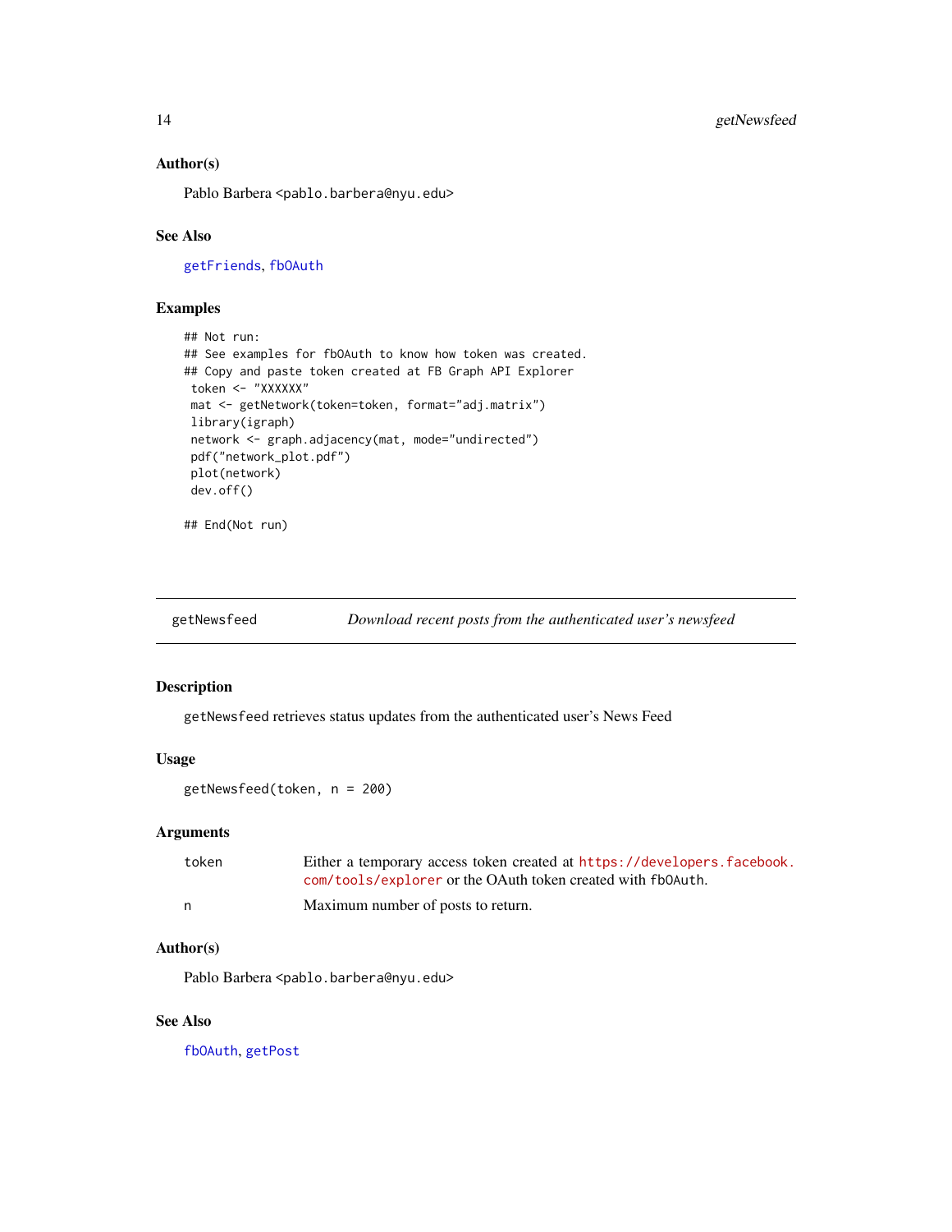### Author(s)

Pablo Barbera <pablo.barbera@nyu.edu>

### See Also

getFriends, fbOAuth

### Examples

```
## Not run:
## See examples for fbOAuth to know how token was created.
## Copy and paste token created at FB Graph API Explorer
 token <- "XXXXXX"
 mat <- getNetwork(token=token, format="adj.matrix")
 library(igraph)
 network <- graph.adjacency(mat, mode="undirected")
 pdf("network_plot.pdf")
 plot(network)
 dev.off()

## End(Not run)
```

---

## getNewsfeed — *Download recent posts from the authenticated user's newsfeed*

---

### Description

getNewsfeed retrieves status updates from the authenticated user's News Feed

### Usage

```
getNewsfeed(token, n = 200)
```

### Arguments

| | |
|---|---|
| token | Either a temporary access token created at https://developers.facebook.com/tools/explorer or the OAuth token created with fbOAuth. |
| n | Maximum number of posts to return. |

### Author(s)

Pablo Barbera <pablo.barbera@nyu.edu>

### See Also

fbOAuth, getPost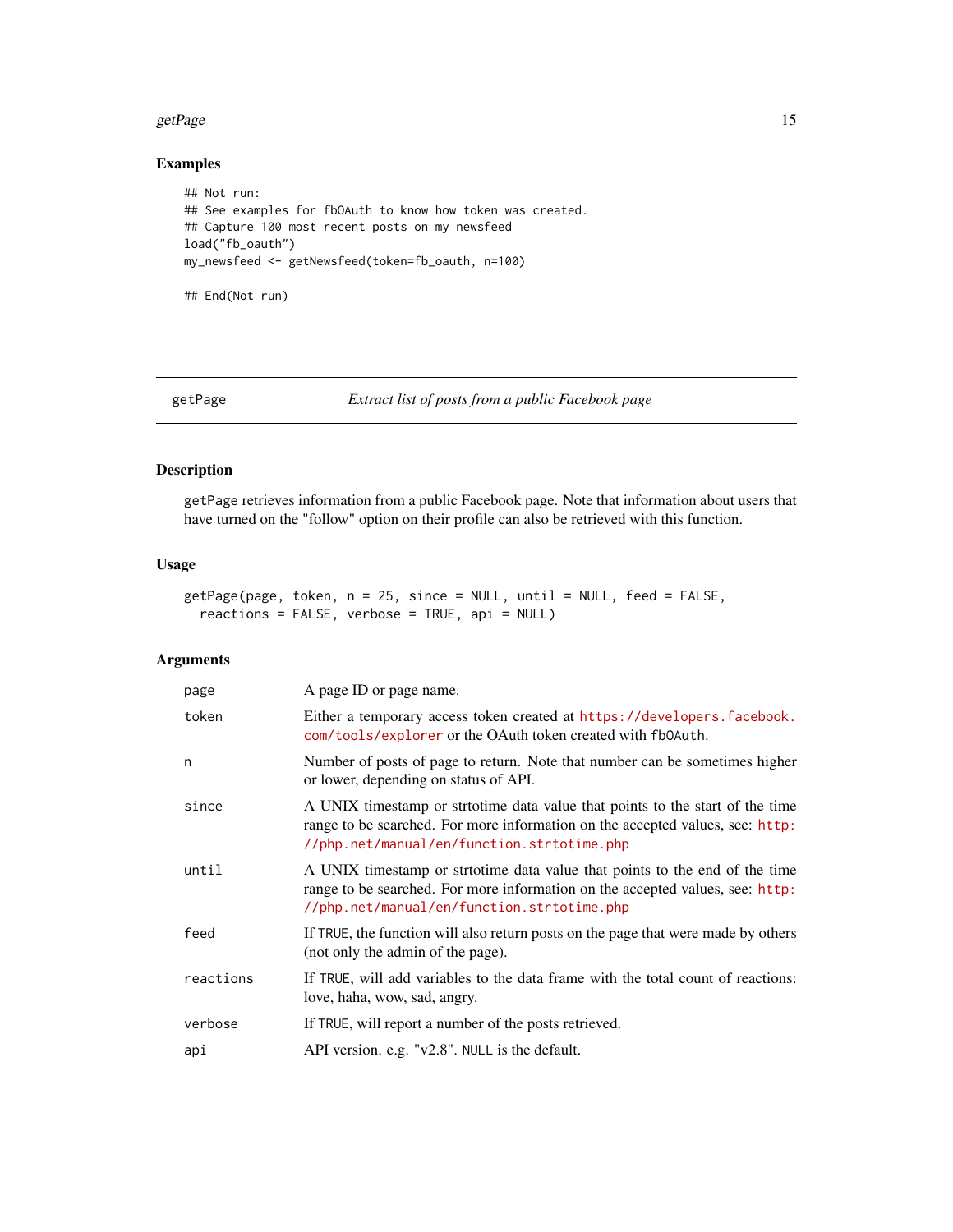## Examples

```
## Not run:
## See examples for fbOAuth to know how token was created.
## Capture 100 most recent posts on my newsfeed
load("fb_oauth")
my_newsfeed <- getNewsfeed(token=fb_oauth, n=100)

## End(Not run)
```

---

## getPage — *Extract list of posts from a public Facebook page*

---

### Description

getPage retrieves information from a public Facebook page. Note that information about users that have turned on the "follow" option on their profile can also be retrieved with this function.

### Usage

```
getPage(page, token, n = 25, since = NULL, until = NULL, feed = FALSE,
  reactions = FALSE, verbose = TRUE, api = NULL)
```

### Arguments

| | |
|---|---|
| page | A page ID or page name. |
| token | Either a temporary access token created at https://developers.facebook.com/tools/explorer or the OAuth token created with fbOAuth. |
| n | Number of posts of page to return. Note that number can be sometimes higher or lower, depending on status of API. |
| since | A UNIX timestamp or strtotime data value that points to the start of the time range to be searched. For more information on the accepted values, see: http://php.net/manual/en/function.strtotime.php |
| until | A UNIX timestamp or strtotime data value that points to the end of the time range to be searched. For more information on the accepted values, see: http://php.net/manual/en/function.strtotime.php |
| feed | If TRUE, the function will also return posts on the page that were made by others (not only the admin of the page). |
| reactions | If TRUE, will add variables to the data frame with the total count of reactions: love, haha, wow, sad, angry. |
| verbose | If TRUE, will report a number of the posts retrieved. |
| api | API version. e.g. "v2.8". NULL is the default. |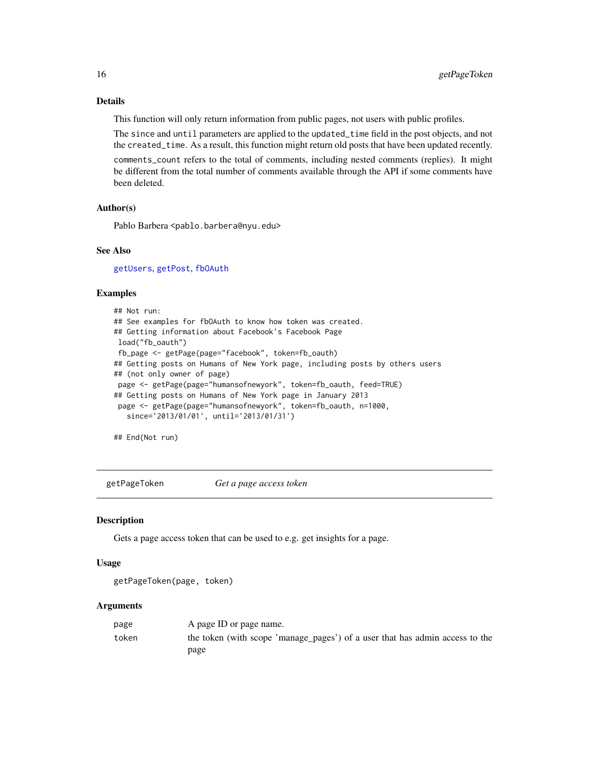### Details

This function will only return information from public pages, not users with public profiles.

The `since` and `until` parameters are applied to the `updated_time` field in the post objects, and not the `created_time`. As a result, this function might return old posts that have been updated recently.

`comments_count` refers to the total of comments, including nested comments (replies). It might be different from the total number of comments available through the API if some comments have been deleted.

### Author(s)

Pablo Barbera <pablo.barbera@nyu.edu>

### See Also

`getUsers`, `getPost`, `fbOAuth`

### Examples

```
## Not run:
## See examples for fbOAuth to know how token was created.
## Getting information about Facebook's Facebook Page
 load("fb_oauth")
 fb_page <- getPage(page="facebook", token=fb_oauth)
## Getting posts on Humans of New York page, including posts by others users
## (not only owner of page)
 page <- getPage(page="humansofnewyork", token=fb_oauth, feed=TRUE)
## Getting posts on Humans of New York page in January 2013
 page <- getPage(page="humansofnewyork", token=fb_oauth, n=1000,
   since='2013/01/01', until='2013/01/31')

## End(Not run)
```

---

## getPageToken — *Get a page access token*

### Description

Gets a page access token that can be used to e.g. get insights for a page.

### Usage

```
getPageToken(page, token)
```

### Arguments

| | |
|---|---|
| `page` | A page ID or page name. |
| `token` | the token (with scope 'manage_pages') of a user that has admin access to the page |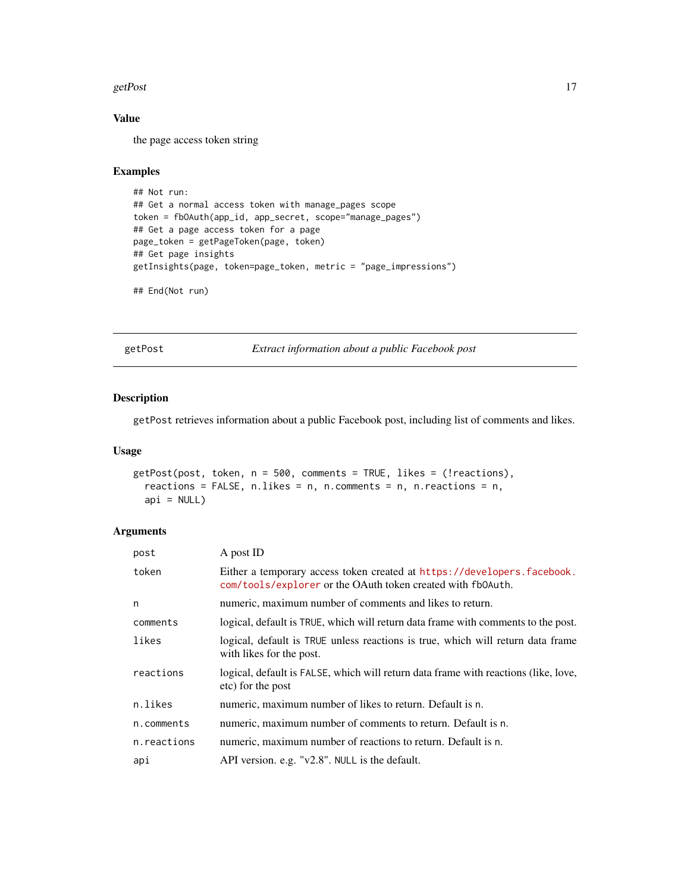## Value

the page access token string

## Examples

```
## Not run:
## Get a normal access token with manage_pages scope
token = fbOAuth(app_id, app_secret, scope="manage_pages")
## Get a page access token for a page
page_token = getPageToken(page, token)
## Get page insights
getInsights(page, token=page_token, metric = "page_impressions")

## End(Not run)
```

---

# getPost — *Extract information about a public Facebook post*

## Description

getPost retrieves information about a public Facebook post, including list of comments and likes.

## Usage

```
getPost(post, token, n = 500, comments = TRUE, likes = (!reactions),
  reactions = FALSE, n.likes = n, n.comments = n, n.reactions = n,
  api = NULL)
```

## Arguments

| Argument | Description |
| --- | --- |
| post | A post ID |
| token | Either a temporary access token created at https://developers.facebook.com/tools/explorer or the OAuth token created with fbOAuth. |
| n | numeric, maximum number of comments and likes to return. |
| comments | logical, default is TRUE, which will return data frame with comments to the post. |
| likes | logical, default is TRUE unless reactions is true, which will return data frame with likes for the post. |
| reactions | logical, default is FALSE, which will return data frame with reactions (like, love, etc) for the post |
| n.likes | numeric, maximum number of likes to return. Default is n. |
| n.comments | numeric, maximum number of comments to return. Default is n. |
| n.reactions | numeric, maximum number of reactions to return. Default is n. |
| api | API version. e.g. "v2.8". NULL is the default. |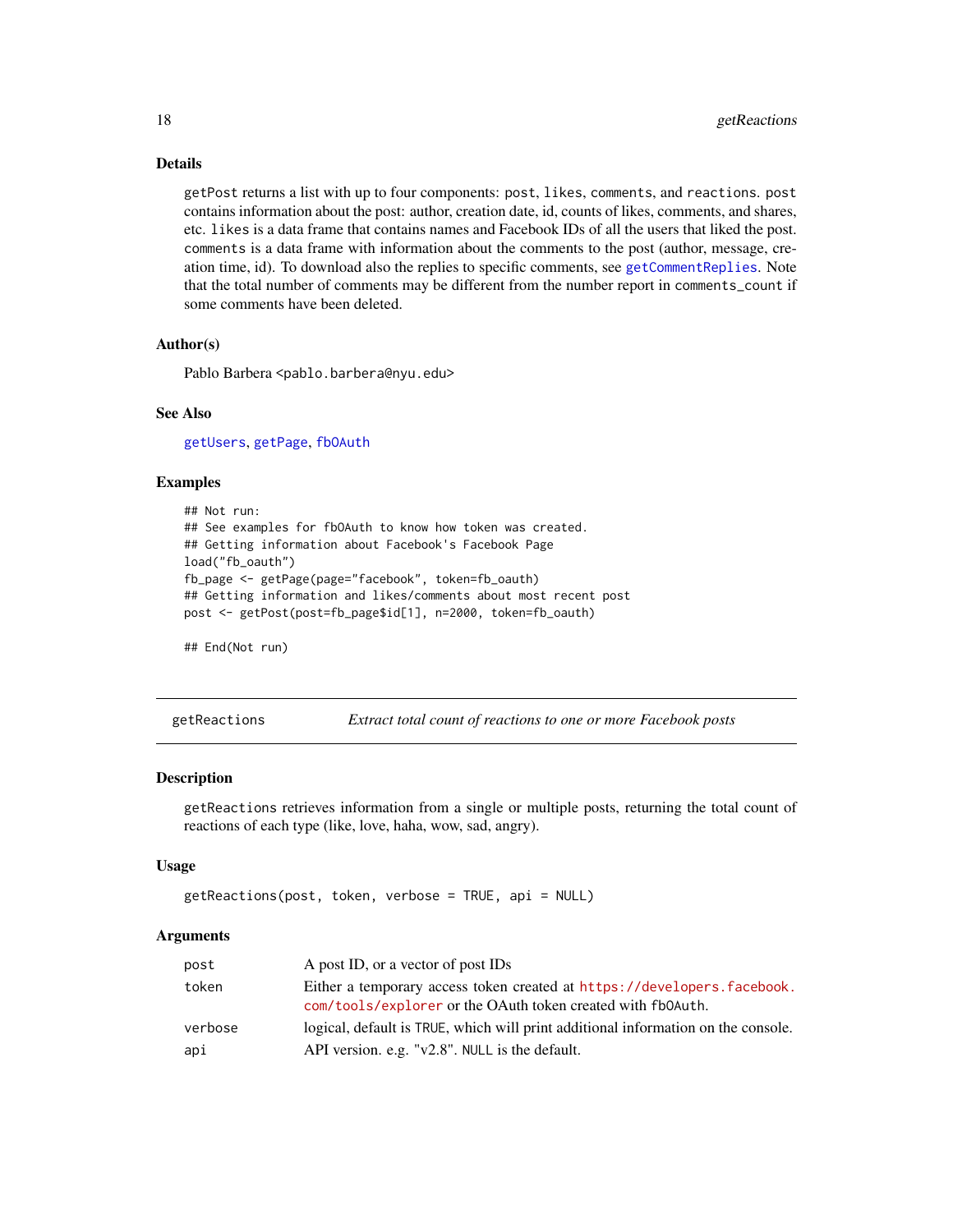### Details

`getPost` returns a list with up to four components: `post`, `likes`, `comments`, and `reactions`. `post` contains information about the post: author, creation date, id, counts of likes, comments, and shares, etc. `likes` is a data frame that contains names and Facebook IDs of all the users that liked the post. `comments` is a data frame with information about the comments to the post (author, message, creation time, id). To download also the replies to specific comments, see `getCommentReplies`. Note that the total number of comments may be different from the number report in `comments_count` if some comments have been deleted.

### Author(s)

Pablo Barbera <pablo.barbera@nyu.edu>

### See Also

`getUsers`, `getPage`, `fbOAuth`

### Examples

```
## Not run:
## See examples for fbOAuth to know how token was created.
## Getting information about Facebook's Facebook Page
load("fb_oauth")
fb_page <- getPage(page="facebook", token=fb_oauth)
## Getting information and likes/comments about most recent post
post <- getPost(post=fb_page$id[1], n=2000, token=fb_oauth)

## End(Not run)
```

---

## getReactions — *Extract total count of reactions to one or more Facebook posts*

### Description

`getReactions` retrieves information from a single or multiple posts, returning the total count of reactions of each type (like, love, haha, wow, sad, angry).

### Usage

```
getReactions(post, token, verbose = TRUE, api = NULL)
```

### Arguments

| | |
|---|---|
| `post` | A post ID, or a vector of post IDs |
| `token` | Either a temporary access token created at https://developers.facebook.com/tools/explorer or the OAuth token created with `fbOAuth`. |
| `verbose` | logical, default is `TRUE`, which will print additional information on the console. |
| `api` | API version. e.g. "v2.8". `NULL` is the default. |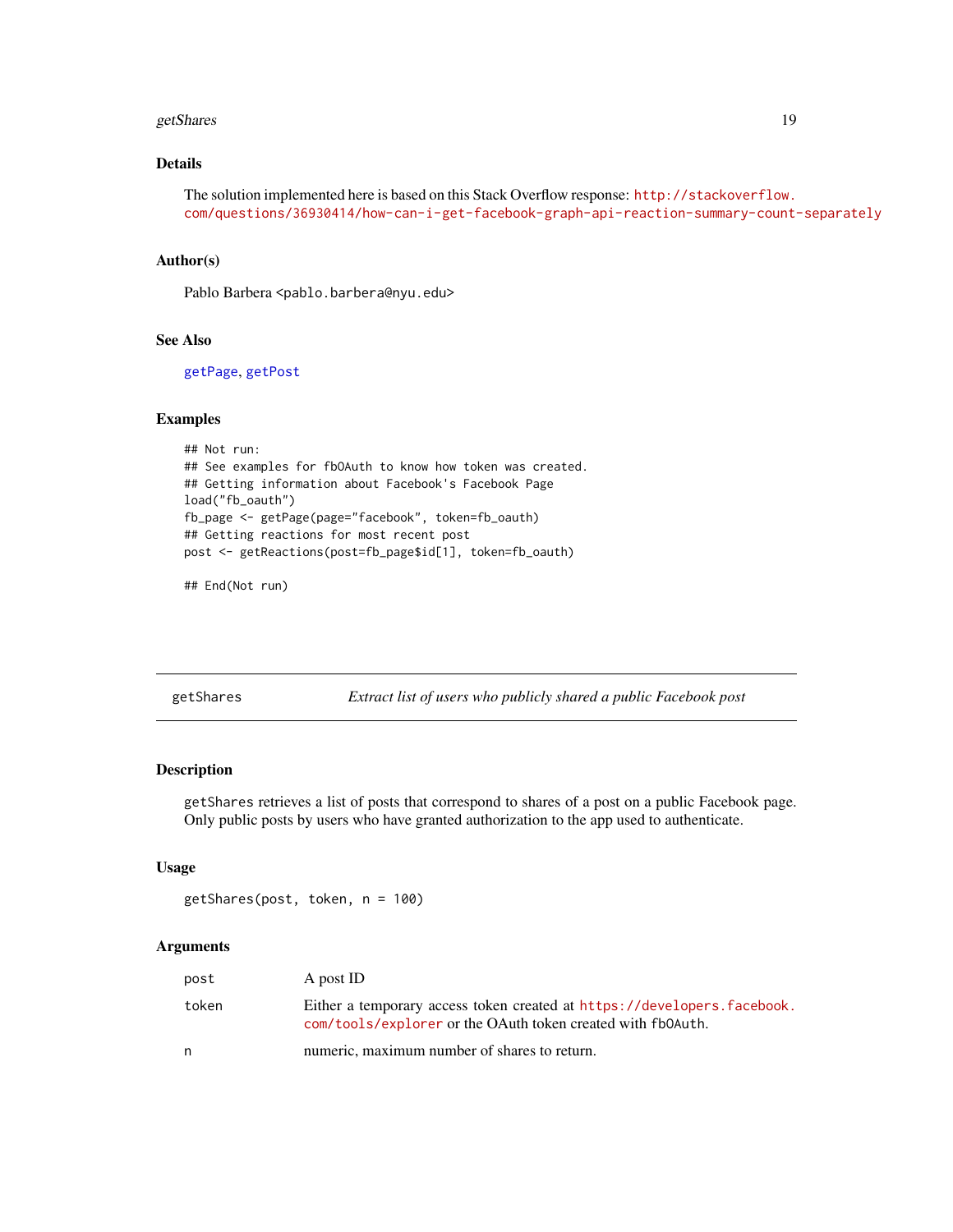### Details

The solution implemented here is based on this Stack Overflow response: http://stackoverflow.com/questions/36930414/how-can-i-get-facebook-graph-api-reaction-summary-count-separately

### Author(s)

Pablo Barbera <pablo.barbera@nyu.edu>

### See Also

getPage, getPost

### Examples

```
## Not run:
## See examples for fbOAuth to know how token was created.
## Getting information about Facebook's Facebook Page
load("fb_oauth")
fb_page <- getPage(page="facebook", token=fb_oauth)
## Getting reactions for most recent post
post <- getReactions(post=fb_page$id[1], token=fb_oauth)

## End(Not run)
```

---

## getShares — *Extract list of users who publicly shared a public Facebook post*

### Description

getShares retrieves a list of posts that correspond to shares of a post on a public Facebook page. Only public posts by users who have granted authorization to the app used to authenticate.

### Usage

```
getShares(post, token, n = 100)
```

### Arguments

| | |
|---|---|
| post | A post ID |
| token | Either a temporary access token created at https://developers.facebook.com/tools/explorer or the OAuth token created with fbOAuth. |
| n | numeric, maximum number of shares to return. |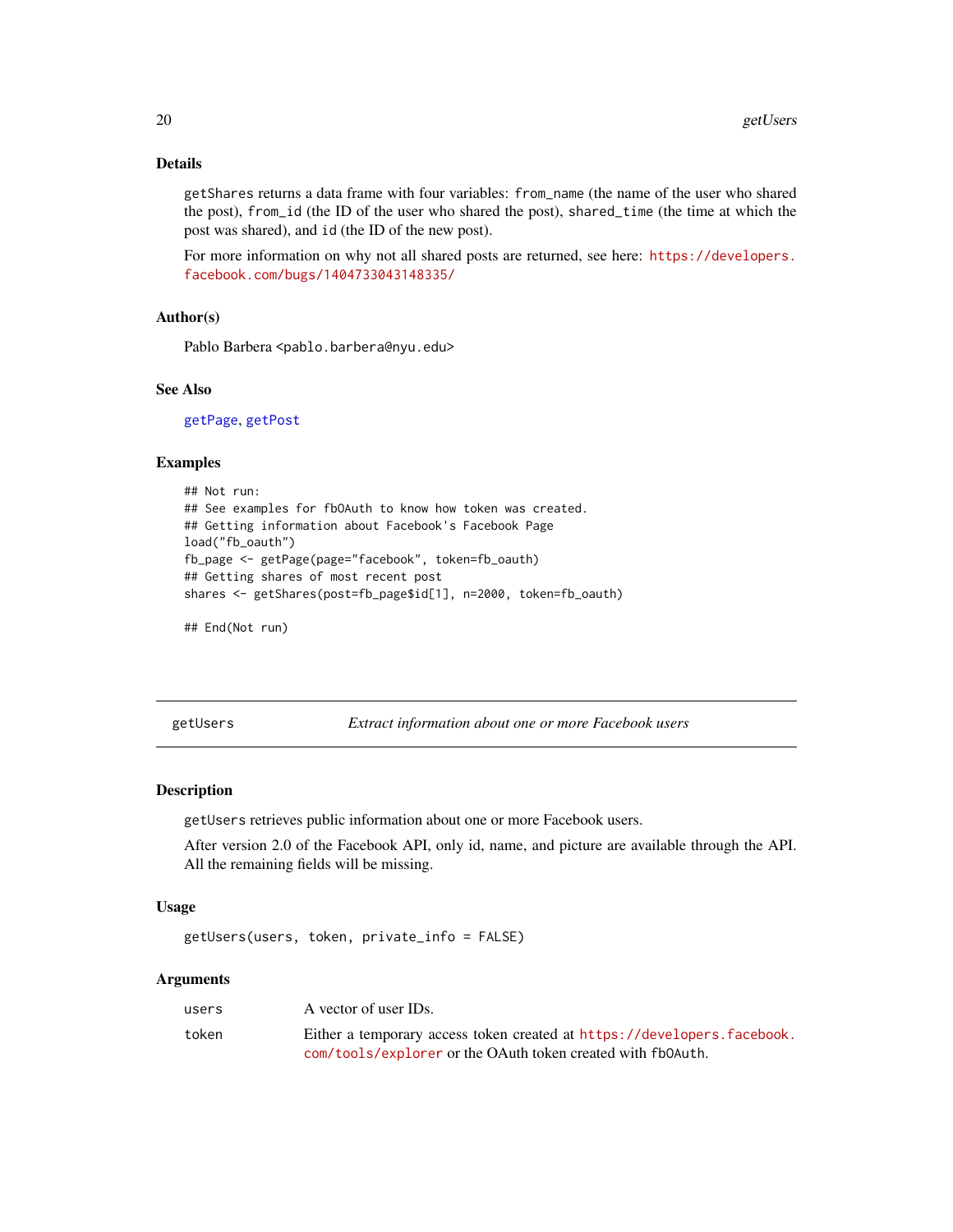### Details

`getShares` returns a data frame with four variables: `from_name` (the name of the user who shared the post), `from_id` (the ID of the user who shared the post), `shared_time` (the time at which the post was shared), and `id` (the ID of the new post).

For more information on why not all shared posts are returned, see here: https://developers.facebook.com/bugs/1404733043148335/

### Author(s)

Pablo Barbera <pablo.barbera@nyu.edu>

### See Also

getPage, getPost

### Examples

```
## Not run:
## See examples for fbOAuth to know how token was created.
## Getting information about Facebook's Facebook Page
load("fb_oauth")
fb_page <- getPage(page="facebook", token=fb_oauth)
## Getting shares of most recent post
shares <- getShares(post=fb_page$id[1], n=2000, token=fb_oauth)

## End(Not run)
```

---

## getUsers — *Extract information about one or more Facebook users*

### Description

`getUsers` retrieves public information about one or more Facebook users.

After version 2.0 of the Facebook API, only id, name, and picture are available through the API. All the remaining fields will be missing.

### Usage

```
getUsers(users, token, private_info = FALSE)
```

### Arguments

| | |
|---|---|
| `users` | A vector of user IDs. |
| `token` | Either a temporary access token created at https://developers.facebook.com/tools/explorer or the OAuth token created with `fbOAuth`. |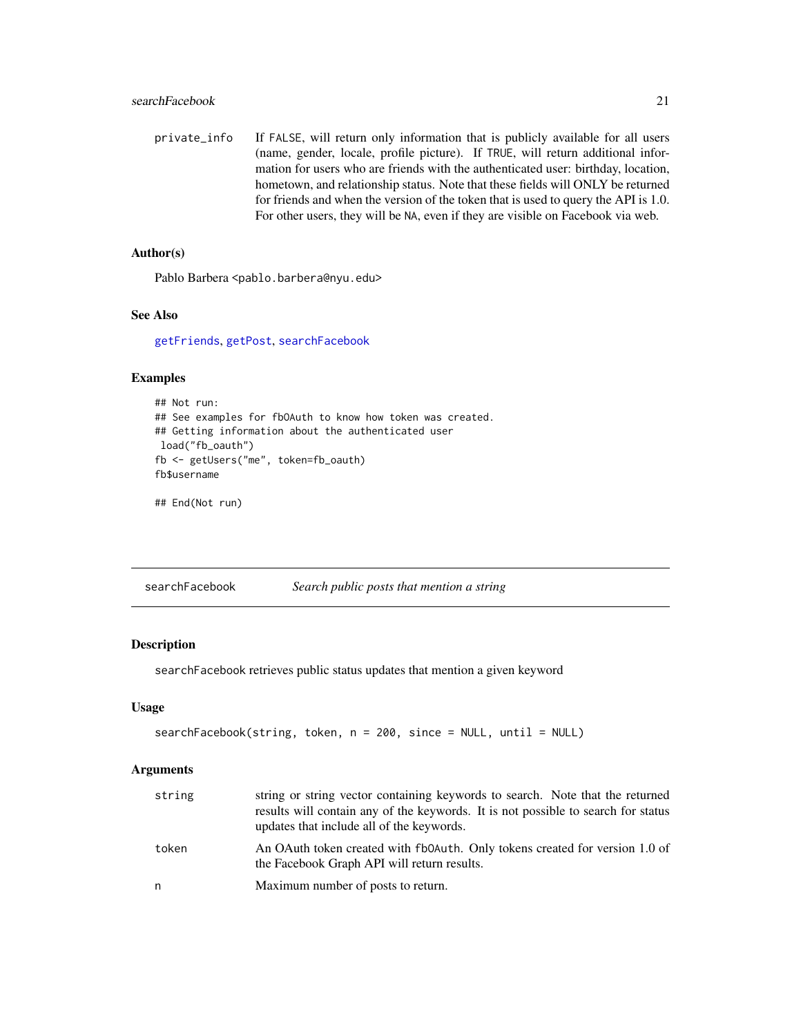| | |
|---|---|
| private_info | If FALSE, will return only information that is publicly available for all users (name, gender, locale, profile picture). If TRUE, will return additional information for users who are friends with the authenticated user: birthday, location, hometown, and relationship status. Note that these fields will ONLY be returned for friends and when the version of the token that is used to query the API is 1.0. For other users, they will be NA, even if they are visible on Facebook via web. |

### Author(s)

Pablo Barbera <pablo.barbera@nyu.edu>

### See Also

getFriends, getPost, searchFacebook

### Examples

```
## Not run:
## See examples for fbOAuth to know how token was created.
## Getting information about the authenticated user
 load("fb_oauth")
fb <- getUsers("me", token=fb_oauth)
fb$username

## End(Not run)
```

---

## searchFacebook &nbsp;&nbsp;&nbsp; *Search public posts that mention a string*

---

### Description

searchFacebook retrieves public status updates that mention a given keyword

### Usage

```
searchFacebook(string, token, n = 200, since = NULL, until = NULL)
```

### Arguments

| | |
|---|---|
| string | string or string vector containing keywords to search. Note that the returned results will contain any of the keywords. It is not possible to search for status updates that include all of the keywords. |
| token | An OAuth token created with fbOAuth. Only tokens created for version 1.0 of the Facebook Graph API will return results. |
| n | Maximum number of posts to return. |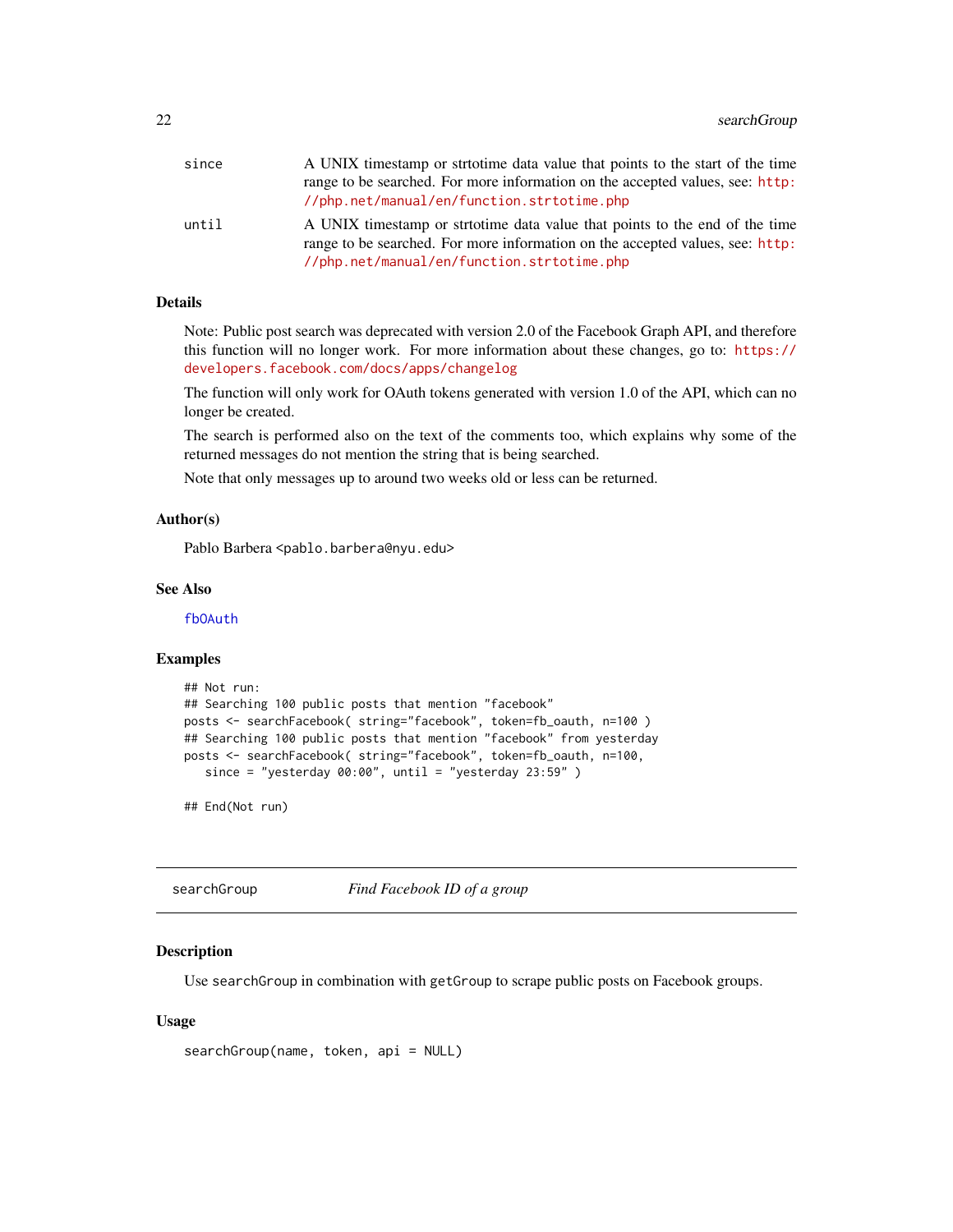since
: A UNIX timestamp or strtotime data value that points to the start of the time range to be searched. For more information on the accepted values, see: http://php.net/manual/en/function.strtotime.php

until
: A UNIX timestamp or strtotime data value that points to the end of the time range to be searched. For more information on the accepted values, see: http://php.net/manual/en/function.strtotime.php

### Details

Note: Public post search was deprecated with version 2.0 of the Facebook Graph API, and therefore this function will no longer work. For more information about these changes, go to: https://developers.facebook.com/docs/apps/changelog

The function will only work for OAuth tokens generated with version 1.0 of the API, which can no longer be created.

The search is performed also on the text of the comments too, which explains why some of the returned messages do not mention the string that is being searched.

Note that only messages up to around two weeks old or less can be returned.

### Author(s)

Pablo Barbera <pablo.barbera@nyu.edu>

### See Also

fbOAuth

### Examples

```
## Not run:
## Searching 100 public posts that mention "facebook"
posts <- searchFacebook( string="facebook", token=fb_oauth, n=100 )
## Searching 100 public posts that mention "facebook" from yesterday
posts <- searchFacebook( string="facebook", token=fb_oauth, n=100,
   since = "yesterday 00:00", until = "yesterday 23:59" )

## End(Not run)
```

---

## searchGroup — *Find Facebook ID of a group*

### Description

Use searchGroup in combination with getGroup to scrape public posts on Facebook groups.

### Usage

```
searchGroup(name, token, api = NULL)
```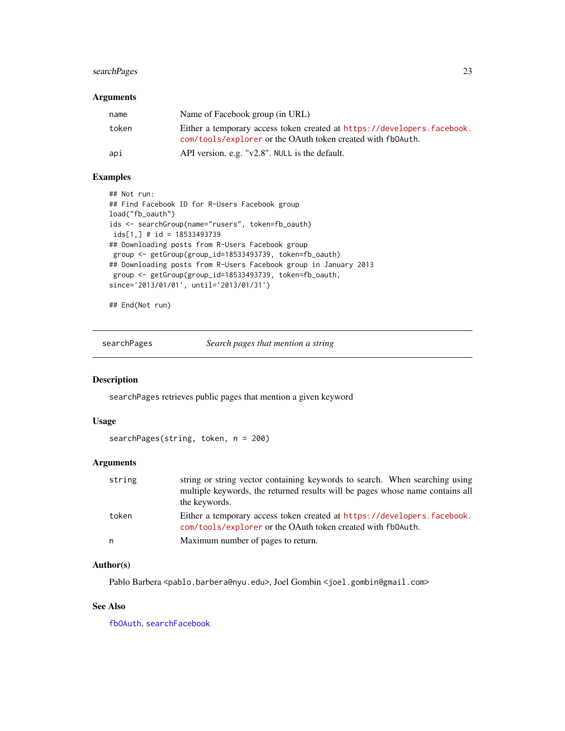### Arguments

| | |
|---|---|
| name | Name of Facebook group (in URL) |
| token | Either a temporary access token created at https://developers.facebook.com/tools/explorer or the OAuth token created with fbOAuth. |
| api | API version. e.g. "v2.8". NULL is the default. |

### Examples

```
## Not run:
## Find Facebook ID for R-Users Facebook group
load("fb_oauth")
ids <- searchGroup(name="rusers", token=fb_oauth)
 ids[1,] # id = 18533493739
## Downloading posts from R-Users Facebook group
 group <- getGroup(group_id=18533493739, token=fb_oauth)
## Downloading posts from R-Users Facebook group in January 2013
 group <- getGroup(group_id=18533493739, token=fb_oauth,
since='2013/01/01', until='2013/01/31')

## End(Not run)
```

---

## searchPages *Search pages that mention a string*

### Description

searchPages retrieves public pages that mention a given keyword

### Usage

```
searchPages(string, token, n = 200)
```

### Arguments

| | |
|---|---|
| string | string or string vector containing keywords to search. When searching using multiple keywords, the returned results will be pages whose name contains all the keywords. |
| token | Either a temporary access token created at https://developers.facebook.com/tools/explorer or the OAuth token created with fbOAuth. |
| n | Maximum number of pages to return. |

### Author(s)

Pablo Barbera <pablo.barbera@nyu.edu>, Joel Gombin <joel.gombin@gmail.com>

### See Also

fbOAuth, searchFacebook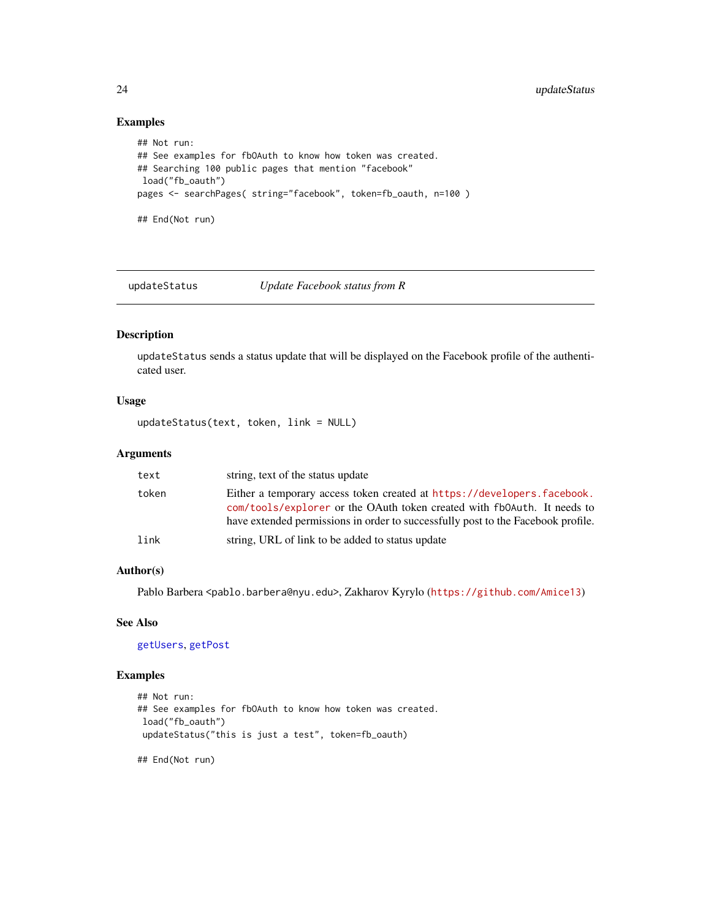### Examples

```
## Not run:
## See examples for fbOAuth to know how token was created.
## Searching 100 public pages that mention "facebook"
 load("fb_oauth")
pages <- searchPages( string="facebook", token=fb_oauth, n=100 )

## End(Not run)
```

---

## updateStatus — *Update Facebook status from R*

---

### Description

updateStatus sends a status update that will be displayed on the Facebook profile of the authenticated user.

### Usage

```
updateStatus(text, token, link = NULL)
```

### Arguments

| | |
|---|---|
| text | string, text of the status update |
| token | Either a temporary access token created at https://developers.facebook.com/tools/explorer or the OAuth token created with fbOAuth. It needs to have extended permissions in order to successfully post to the Facebook profile. |
| link | string, URL of link to be added to status update |

### Author(s)

Pablo Barbera <pablo.barbera@nyu.edu>, Zakharov Kyrylo (https://github.com/Amice13)

### See Also

getUsers, getPost

### Examples

```
## Not run:
## See examples for fbOAuth to know how token was created.
 load("fb_oauth")
 updateStatus("this is just a test", token=fb_oauth)

## End(Not run)
```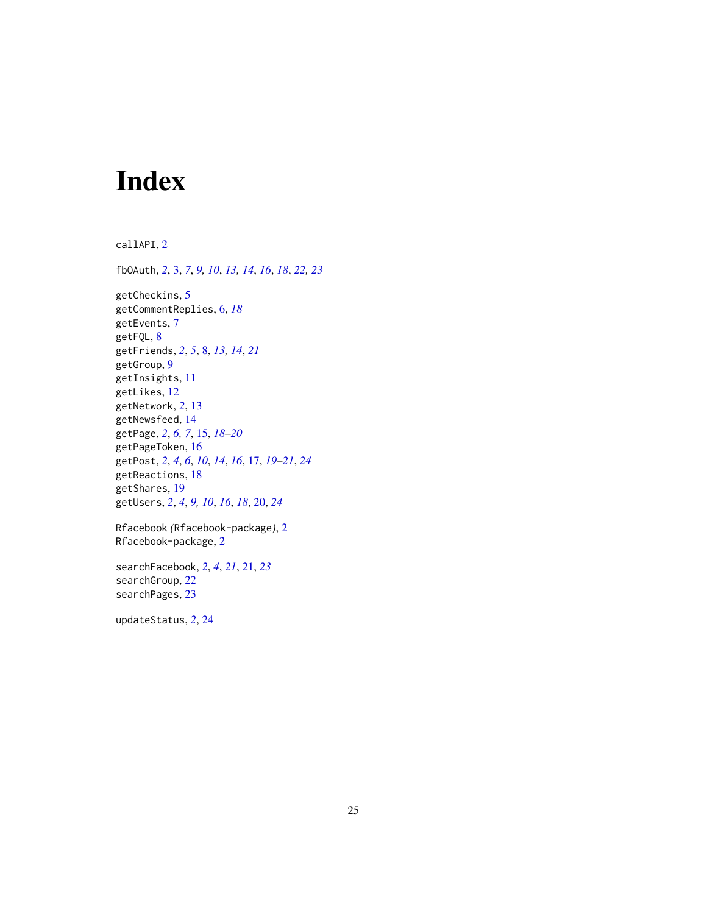# Index

callAPI, 2

fbOAuth, *2*, 3, *7*, *9, 10*, *13, 14*, *16*, *18*, *22, 23*

getCheckins, 5
getCommentReplies, 6, *18*
getEvents, 7
getFQL, 8
getFriends, *2*, *5*, 8, *13, 14*, *21*
getGroup, 9
getInsights, 11
getLikes, 12
getNetwork, *2*, 13
getNewsfeed, 14
getPage, *2*, *6, 7*, 15, *18–20*
getPageToken, 16
getPost, *2*, *4*, *6*, *10*, *14*, *16*, 17, *19–21*, *24*
getReactions, 18
getShares, 19
getUsers, *2*, *4*, *9, 10*, *16*, *18*, 20, *24*

Rfacebook *(*Rfacebook-package*)*, 2
Rfacebook-package, 2

searchFacebook, *2*, *4*, *21*, 21, *23*
searchGroup, 22
searchPages, 23

updateStatus, *2*, 24